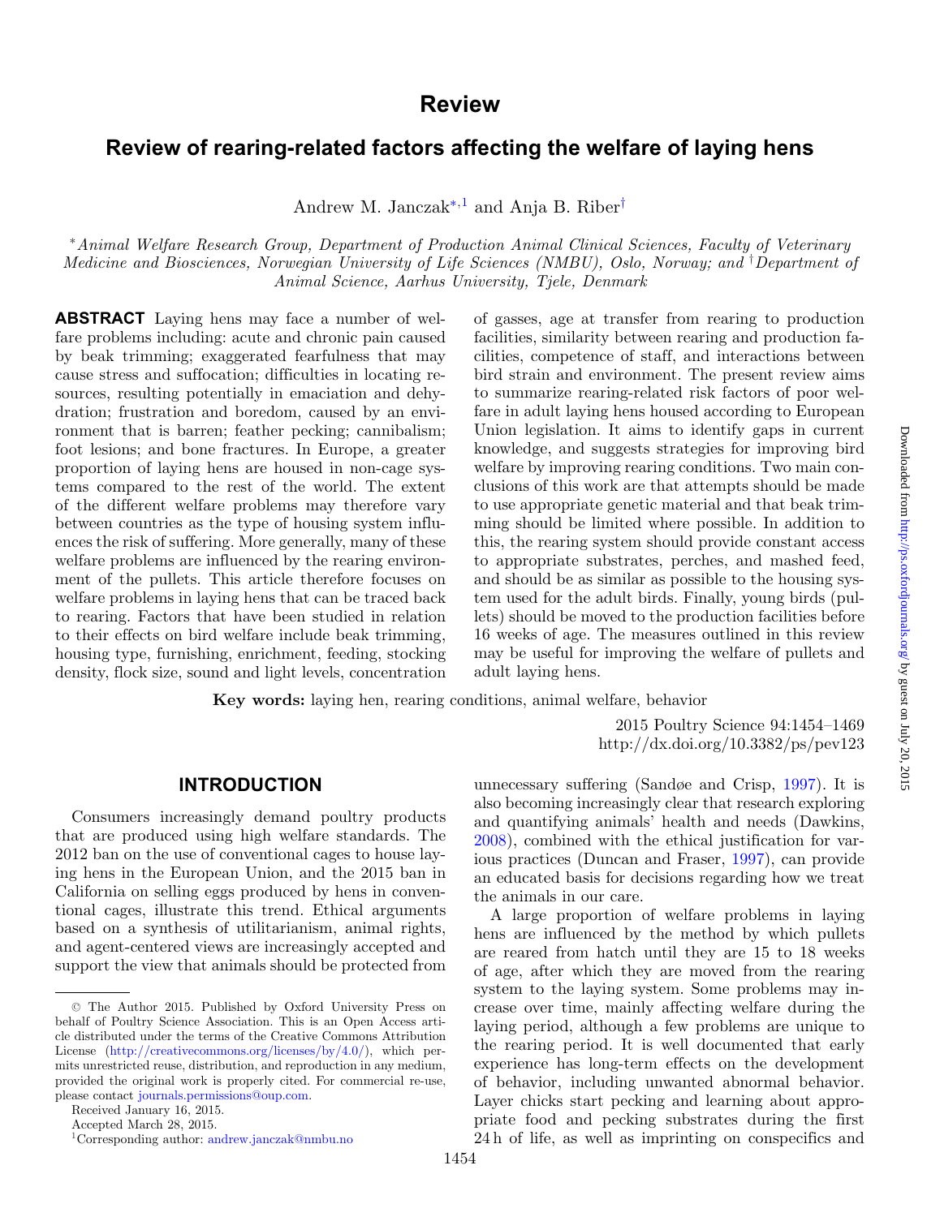# Review

## Review of rearing-related factors affecting the welfare of laying hens

Andrew M. Janczak[*,1] and Anja B. Riber[†]

[*]*Animal Welfare Research Group, Department of Production Animal Clinical Sciences, Faculty of Veterinary Medicine and Biosciences, Norwegian University of Life Sciences (NMBU), Oslo, Norway; and* [†]*Department of Animal Science, Aarhus University, Tjele, Denmark*

**ABSTRACT** Laying hens may face a number of welfare problems including: acute and chronic pain caused by beak trimming; exaggerated fearfulness that may cause stress and suffocation; difficulties in locating resources, resulting potentially in emaciation and dehydration; frustration and boredom, caused by an environment that is barren; feather pecking; cannibalism; foot lesions; and bone fractures. In Europe, a greater proportion of laying hens are housed in non-cage systems compared to the rest of the world. The extent of the different welfare problems may therefore vary between countries as the type of housing system influences the risk of suffering. More generally, many of these welfare problems are influenced by the rearing environment of the pullets. This article therefore focuses on welfare problems in laying hens that can be traced back to rearing. Factors that have been studied in relation to their effects on bird welfare include beak trimming, housing type, furnishing, enrichment, feeding, stocking density, flock size, sound and light levels, concentration of gasses, age at transfer from rearing to production facilities, similarity between rearing and production facilities, competence of staff, and interactions between bird strain and environment. The present review aims to summarize rearing-related risk factors of poor welfare in adult laying hens housed according to European Union legislation. It aims to identify gaps in current knowledge, and suggests strategies for improving bird welfare by improving rearing conditions. Two main conclusions of this work are that attempts should be made to use appropriate genetic material and that beak trimming should be limited where possible. In addition to this, the rearing system should provide constant access to appropriate substrates, perches, and mashed feed, and should be as similar as possible to the housing system used for the adult birds. Finally, young birds (pullets) should be moved to the production facilities before 16 weeks of age. The measures outlined in this review may be useful for improving the welfare of pullets and adult laying hens.

**Key words:** laying hen, rearing conditions, animal welfare, behavior

2015 Poultry Science 94:1454–1469
http://dx.doi.org/10.3382/ps/pev123

## INTRODUCTION

Consumers increasingly demand poultry products that are produced using high welfare standards. The 2012 ban on the use of conventional cages to house laying hens in the European Union, and the 2015 ban in California on selling eggs produced by hens in conventional cages, illustrate this trend. Ethical arguments based on a synthesis of utilitarianism, animal rights, and agent-centered views are increasingly accepted and support the view that animals should be protected from unnecessary suffering (Sandøe and Crisp, 1997). It is also becoming increasingly clear that research exploring and quantifying animals' health and needs (Dawkins, 2008), combined with the ethical justification for various practices (Duncan and Fraser, 1997), can provide an educated basis for decisions regarding how we treat the animals in our care.

A large proportion of welfare problems in laying hens are influenced by the method by which pullets are reared from hatch until they are 15 to 18 weeks of age, after which they are moved from the rearing system to the laying system. Some problems may increase over time, mainly affecting welfare during the laying period, although a few problems are unique to the rearing period. It is well documented that early experience has long-term effects on the development of behavior, including unwanted abnormal behavior. Layer chicks start pecking and learning about appropriate food and pecking substrates during the first 24 h of life, as well as imprinting on conspecifics and

© The Author 2015. Published by Oxford University Press on behalf of Poultry Science Association. This is an Open Access article distributed under the terms of the Creative Commons Attribution License (http://creativecommons.org/licenses/by/4.0/), which permits unrestricted reuse, distribution, and reproduction in any medium, provided the original work is properly cited. For commercial re-use, please contact journals.permissions@oup.com.

Received January 16, 2015.

Accepted March 28, 2015.

[1]Corresponding author: andrew.janczak@nmbu.no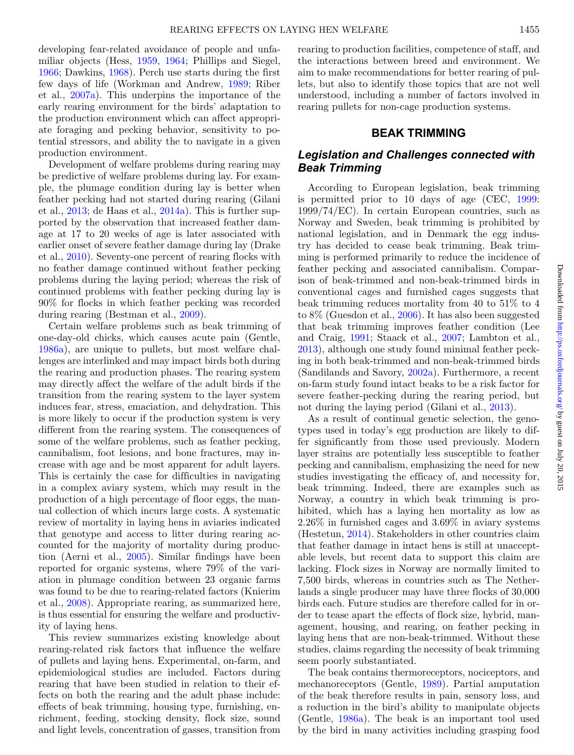developing fear-related avoidance of people and unfamiliar objects (Hess, 1959, 1964; Phillips and Siegel, 1966; Dawkins, 1968). Perch use starts during the first few days of life (Workman and Andrew, 1989; Riber et al., 2007a). This underpins the importance of the early rearing environment for the birds' adaptation to the production environment which can affect appropriate foraging and pecking behavior, sensitivity to potential stressors, and ability the to navigate in a given production environment.

Development of welfare problems during rearing may be predictive of welfare problems during lay. For example, the plumage condition during lay is better when feather pecking had not started during rearing (Gilani et al., 2013; de Haas et al., 2014a). This is further supported by the observation that increased feather damage at 17 to 20 weeks of age is later associated with earlier onset of severe feather damage during lay (Drake et al., 2010). Seventy-one percent of rearing flocks with no feather damage continued without feather pecking problems during the laying period; whereas the risk of continued problems with feather pecking during lay is 90% for flocks in which feather pecking was recorded during rearing (Bestman et al., 2009).

Certain welfare problems such as beak trimming of one-day-old chicks, which causes acute pain (Gentle, 1986a), are unique to pullets, but most welfare challenges are interlinked and may impact birds both during the rearing and production phases. The rearing system may directly affect the welfare of the adult birds if the transition from the rearing system to the layer system induces fear, stress, emaciation, and dehydration. This is more likely to occur if the production system is very different from the rearing system. The consequences of some of the welfare problems, such as feather pecking, cannibalism, foot lesions, and bone fractures, may increase with age and be most apparent for adult layers. This is certainly the case for difficulties in navigating in a complex aviary system, which may result in the production of a high percentage of floor eggs, the manual collection of which incurs large costs. A systematic review of mortality in laying hens in aviaries indicated that genotype and access to litter during rearing accounted for the majority of mortality during production (Aerni et al., 2005). Similar findings have been reported for organic systems, where 79% of the variation in plumage condition between 23 organic farms was found to be due to rearing-related factors (Knierim et al., 2008). Appropriate rearing, as summarized here, is thus essential for ensuring the welfare and productivity of laying hens.

This review summarizes existing knowledge about rearing-related risk factors that influence the welfare of pullets and laying hens. Experimental, on-farm, and epidemiological studies are included. Factors during rearing that have been studied in relation to their effects on both the rearing and the adult phase include: effects of beak trimming, housing type, furnishing, enrichment, feeding, stocking density, flock size, sound and light levels, concentration of gasses, transition from rearing to production facilities, competence of staff, and the interactions between breed and environment. We aim to make recommendations for better rearing of pullets, but also to identify those topics that are not well understood, including a number of factors involved in rearing pullets for non-cage production systems.

## BEAK TRIMMING

### *Legislation and Challenges connected with Beak Trimming*

According to European legislation, beak trimming is permitted prior to 10 days of age (CEC, 1999: 1999/74/EC). In certain European countries, such as Norway and Sweden, beak trimming is prohibited by national legislation, and in Denmark the egg industry has decided to cease beak trimming. Beak trimming is performed primarily to reduce the incidence of feather pecking and associated cannibalism. Comparison of beak-trimmed and non-beak-trimmed birds in conventional cages and furnished cages suggests that beak trimming reduces mortality from 40 to 51% to 4 to 8% (Guesdon et al., 2006). It has also been suggested that beak trimming improves feather condition (Lee and Craig, 1991; Staack et al., 2007; Lambton et al., 2013), although one study found minimal feather pecking in both beak-trimmed and non-beak-trimmed birds (Sandilands and Savory, 2002a). Furthermore, a recent on-farm study found intact beaks to be a risk factor for severe feather-pecking during the rearing period, but not during the laying period (Gilani et al., 2013).

As a result of continual genetic selection, the genotypes used in today's egg production are likely to differ significantly from those used previously. Modern layer strains are potentially less susceptible to feather pecking and cannibalism, emphasizing the need for new studies investigating the efficacy of, and necessity for, beak trimming. Indeed, there are examples such as Norway, a country in which beak trimming is prohibited, which has a laying hen mortality as low as 2.26% in furnished cages and 3.69% in aviary systems (Hestetun, 2014). Stakeholders in other countries claim that feather damage in intact hens is still at unacceptable levels, but recent data to support this claim are lacking. Flock sizes in Norway are normally limited to 7,500 birds, whereas in countries such as The Netherlands a single producer may have three flocks of 30,000 birds each. Future studies are therefore called for in order to tease apart the effects of flock size, hybrid, management, housing, and rearing, on feather pecking in laying hens that are non-beak-trimmed. Without these studies, claims regarding the necessity of beak trimming seem poorly substantiated.

The beak contains thermoreceptors, nociceptors, and mechanoreceptors (Gentle, 1989). Partial amputation of the beak therefore results in pain, sensory loss, and a reduction in the bird's ability to manipulate objects (Gentle, 1986a). The beak is an important tool used by the bird in many activities including grasping food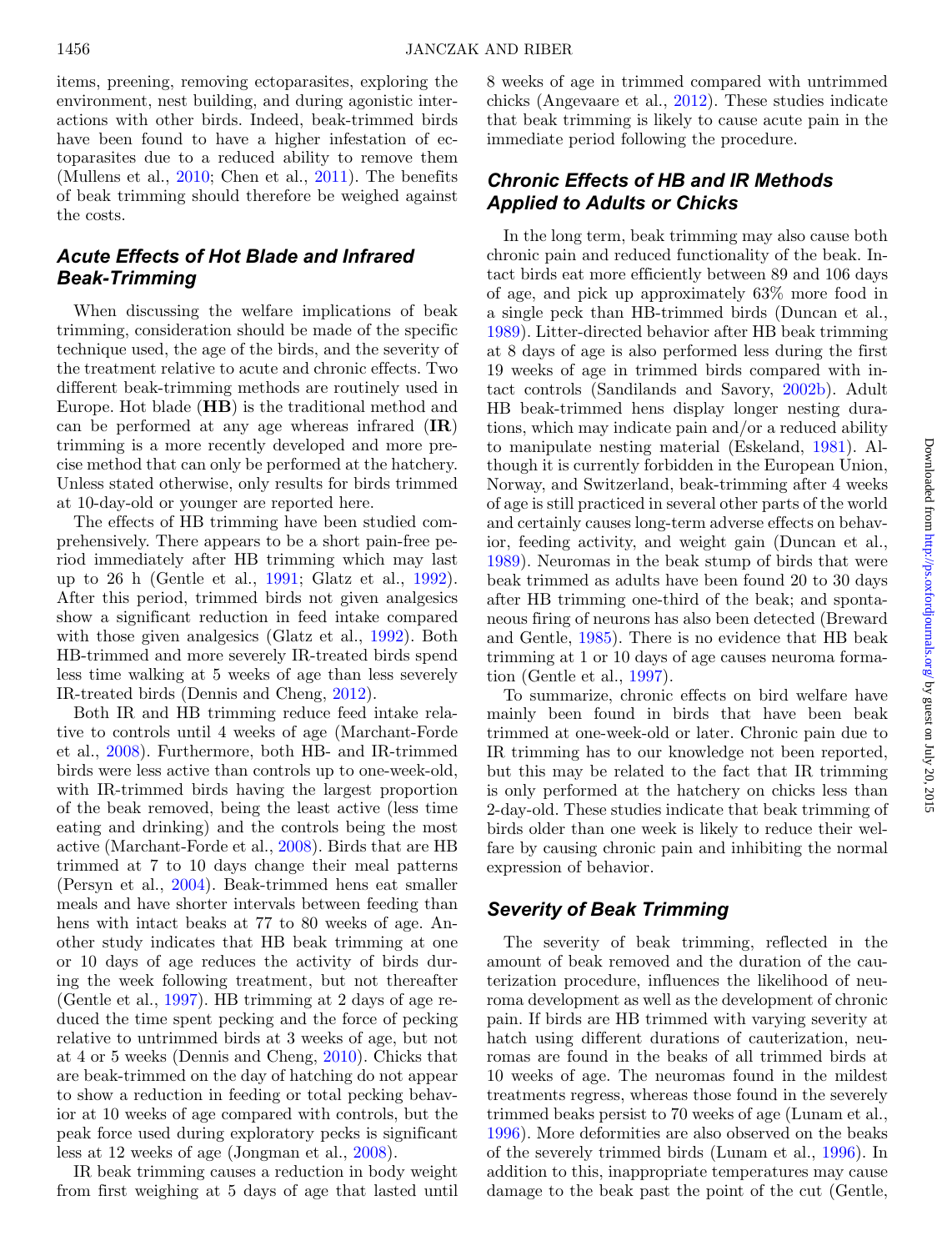items, preening, removing ectoparasites, exploring the environment, nest building, and during agonistic interactions with other birds. Indeed, beak-trimmed birds have been found to have a higher infestation of ectoparasites due to a reduced ability to remove them (Mullens et al., 2010; Chen et al., 2011). The benefits of beak trimming should therefore be weighed against the costs.

## Acute Effects of Hot Blade and Infrared Beak-Trimming

When discussing the welfare implications of beak trimming, consideration should be made of the specific technique used, the age of the birds, and the severity of the treatment relative to acute and chronic effects. Two different beak-trimming methods are routinely used in Europe. Hot blade (**HB**) is the traditional method and can be performed at any age whereas infrared (**IR**) trimming is a more recently developed and more precise method that can only be performed at the hatchery. Unless stated otherwise, only results for birds trimmed at 10-day-old or younger are reported here.

The effects of HB trimming have been studied comprehensively. There appears to be a short pain-free period immediately after HB trimming which may last up to 26 h (Gentle et al., 1991; Glatz et al., 1992). After this period, trimmed birds not given analgesics show a significant reduction in feed intake compared with those given analgesics (Glatz et al., 1992). Both HB-trimmed and more severely IR-treated birds spend less time walking at 5 weeks of age than less severely IR-treated birds (Dennis and Cheng, 2012).

Both IR and HB trimming reduce feed intake relative to controls until 4 weeks of age (Marchant-Forde et al., 2008). Furthermore, both HB- and IR-trimmed birds were less active than controls up to one-week-old, with IR-trimmed birds having the largest proportion of the beak removed, being the least active (less time eating and drinking) and the controls being the most active (Marchant-Forde et al., 2008). Birds that are HB trimmed at 7 to 10 days change their meal patterns (Persyn et al., 2004). Beak-trimmed hens eat smaller meals and have shorter intervals between feeding than hens with intact beaks at 77 to 80 weeks of age. Another study indicates that HB beak trimming at one or 10 days of age reduces the activity of birds during the week following treatment, but not thereafter (Gentle et al., 1997). HB trimming at 2 days of age reduced the time spent pecking and the force of pecking relative to untrimmed birds at 3 weeks of age, but not at 4 or 5 weeks (Dennis and Cheng, 2010). Chicks that are beak-trimmed on the day of hatching do not appear to show a reduction in feeding or total pecking behavior at 10 weeks of age compared with controls, but the peak force used during exploratory pecks is significant less at 12 weeks of age (Jongman et al., 2008).

IR beak trimming causes a reduction in body weight from first weighing at 5 days of age that lasted until 8 weeks of age in trimmed compared with untrimmed chicks (Angevaare et al., 2012). These studies indicate that beak trimming is likely to cause acute pain in the immediate period following the procedure.

## Chronic Effects of HB and IR Methods Applied to Adults or Chicks

In the long term, beak trimming may also cause both chronic pain and reduced functionality of the beak. Intact birds eat more efficiently between 89 and 106 days of age, and pick up approximately 63% more food in a single peck than HB-trimmed birds (Duncan et al., 1989). Litter-directed behavior after HB beak trimming at 8 days of age is also performed less during the first 19 weeks of age in trimmed birds compared with intact controls (Sandilands and Savory, 2002b). Adult HB beak-trimmed hens display longer nesting durations, which may indicate pain and/or a reduced ability to manipulate nesting material (Eskeland, 1981). Although it is currently forbidden in the European Union, Norway, and Switzerland, beak-trimming after 4 weeks of age is still practiced in several other parts of the world and certainly causes long-term adverse effects on behavior, feeding activity, and weight gain (Duncan et al., 1989). Neuromas in the beak stump of birds that were beak trimmed as adults have been found 20 to 30 days after HB trimming one-third of the beak; and spontaneous firing of neurons has also been detected (Breward and Gentle, 1985). There is no evidence that HB beak trimming at 1 or 10 days of age causes neuroma formation (Gentle et al., 1997).

To summarize, chronic effects on bird welfare have mainly been found in birds that have been beak trimmed at one-week-old or later. Chronic pain due to IR trimming has to our knowledge not been reported, but this may be related to the fact that IR trimming is only performed at the hatchery on chicks less than 2-day-old. These studies indicate that beak trimming of birds older than one week is likely to reduce their welfare by causing chronic pain and inhibiting the normal expression of behavior.

## Severity of Beak Trimming

The severity of beak trimming, reflected in the amount of beak removed and the duration of the cauterization procedure, influences the likelihood of neuroma development as well as the development of chronic pain. If birds are HB trimmed with varying severity at hatch using different durations of cauterization, neuromas are found in the beaks of all trimmed birds at 10 weeks of age. The neuromas found in the mildest treatments regress, whereas those found in the severely trimmed beaks persist to 70 weeks of age (Lunam et al., 1996). More deformities are also observed on the beaks of the severely trimmed birds (Lunam et al., 1996). In addition to this, inappropriate temperatures may cause damage to the beak past the point of the cut (Gentle,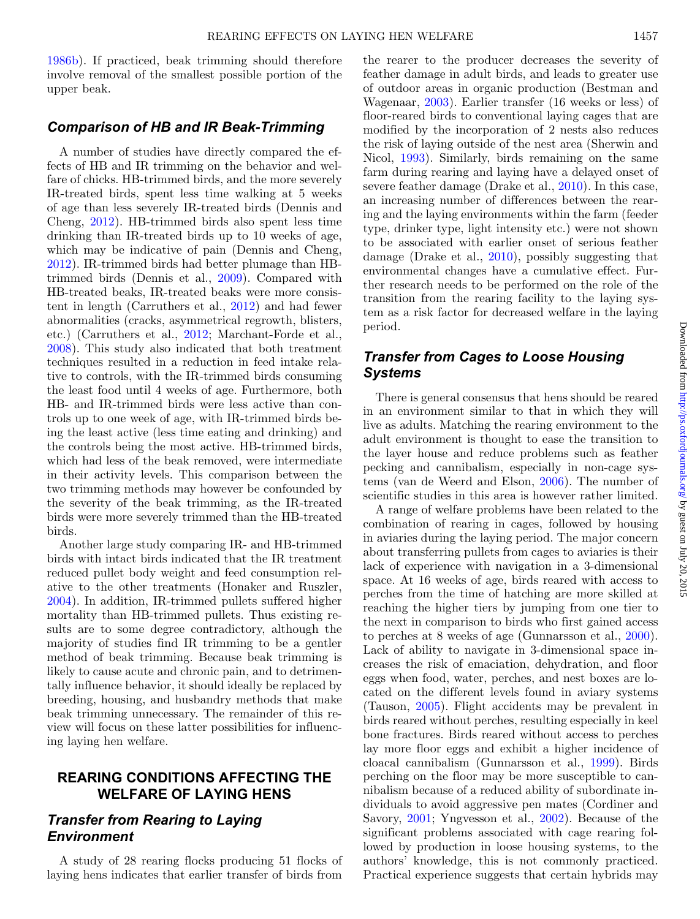1986b). If practiced, beak trimming should therefore involve removal of the smallest possible portion of the upper beak.

### Comparison of HB and IR Beak-Trimming

A number of studies have directly compared the effects of HB and IR trimming on the behavior and welfare of chicks. HB-trimmed birds, and the more severely IR-treated birds, spent less time walking at 5 weeks of age than less severely IR-treated birds (Dennis and Cheng, 2012). HB-trimmed birds also spent less time drinking than IR-treated birds up to 10 weeks of age, which may be indicative of pain (Dennis and Cheng, 2012). IR-trimmed birds had better plumage than HB-trimmed birds (Dennis et al., 2009). Compared with HB-treated beaks, IR-treated beaks were more consistent in length (Carruthers et al., 2012) and had fewer abnormalities (cracks, asymmetrical regrowth, blisters, etc.) (Carruthers et al., 2012; Marchant-Forde et al., 2008). This study also indicated that both treatment techniques resulted in a reduction in feed intake relative to controls, with the IR-trimmed birds consuming the least food until 4 weeks of age. Furthermore, both HB- and IR-trimmed birds were less active than controls up to one week of age, with IR-trimmed birds being the least active (less time eating and drinking) and the controls being the most active. HB-trimmed birds, which had less of the beak removed, were intermediate in their activity levels. This comparison between the two trimming methods may however be confounded by the severity of the beak trimming, as the IR-treated birds were more severely trimmed than the HB-treated birds.

Another large study comparing IR- and HB-trimmed birds with intact birds indicated that the IR treatment reduced pullet body weight and feed consumption relative to the other treatments (Honaker and Ruszler, 2004). In addition, IR-trimmed pullets suffered higher mortality than HB-trimmed pullets. Thus existing results are to some degree contradictory, although the majority of studies find IR trimming to be a gentler method of beak trimming. Because beak trimming is likely to cause acute and chronic pain, and to detrimentally influence behavior, it should ideally be replaced by breeding, housing, and husbandry methods that make beak trimming unnecessary. The remainder of this review will focus on these latter possibilities for influencing laying hen welfare.

## REARING CONDITIONS AFFECTING THE WELFARE OF LAYING HENS

### Transfer from Rearing to Laying Environment

A study of 28 rearing flocks producing 51 flocks of laying hens indicates that earlier transfer of birds from the rearer to the producer decreases the severity of feather damage in adult birds, and leads to greater use of outdoor areas in organic production (Bestman and Wagenaar, 2003). Earlier transfer (16 weeks or less) of floor-reared birds to conventional laying cages that are modified by the incorporation of 2 nests also reduces the risk of laying outside of the nest area (Sherwin and Nicol, 1993). Similarly, birds remaining on the same farm during rearing and laying have a delayed onset of severe feather damage (Drake et al., 2010). In this case, an increasing number of differences between the rearing and the laying environments within the farm (feeder type, drinker type, light intensity etc.) were not shown to be associated with earlier onset of serious feather damage (Drake et al., 2010), possibly suggesting that environmental changes have a cumulative effect. Further research needs to be performed on the role of the transition from the rearing facility to the laying system as a risk factor for decreased welfare in the laying period.

### Transfer from Cages to Loose Housing Systems

There is general consensus that hens should be reared in an environment similar to that in which they will live as adults. Matching the rearing environment to the adult environment is thought to ease the transition to the layer house and reduce problems such as feather pecking and cannibalism, especially in non-cage systems (van de Weerd and Elson, 2006). The number of scientific studies in this area is however rather limited.

A range of welfare problems have been related to the combination of rearing in cages, followed by housing in aviaries during the laying period. The major concern about transferring pullets from cages to aviaries is their lack of experience with navigation in a 3-dimensional space. At 16 weeks of age, birds reared with access to perches from the time of hatching are more skilled at reaching the higher tiers by jumping from one tier to the next in comparison to birds who first gained access to perches at 8 weeks of age (Gunnarsson et al., 2000). Lack of ability to navigate in 3-dimensional space increases the risk of emaciation, dehydration, and floor eggs when food, water, perches, and nest boxes are located on the different levels found in aviary systems (Tauson, 2005). Flight accidents may be prevalent in birds reared without perches, resulting especially in keel bone fractures. Birds reared without access to perches lay more floor eggs and exhibit a higher incidence of cloacal cannibalism (Gunnarsson et al., 1999). Birds perching on the floor may be more susceptible to cannibalism because of a reduced ability of subordinate individuals to avoid aggressive pen mates (Cordiner and Savory, 2001; Yngvesson et al., 2002). Because of the significant problems associated with cage rearing followed by production in loose housing systems, to the authors' knowledge, this is not commonly practiced. Practical experience suggests that certain hybrids may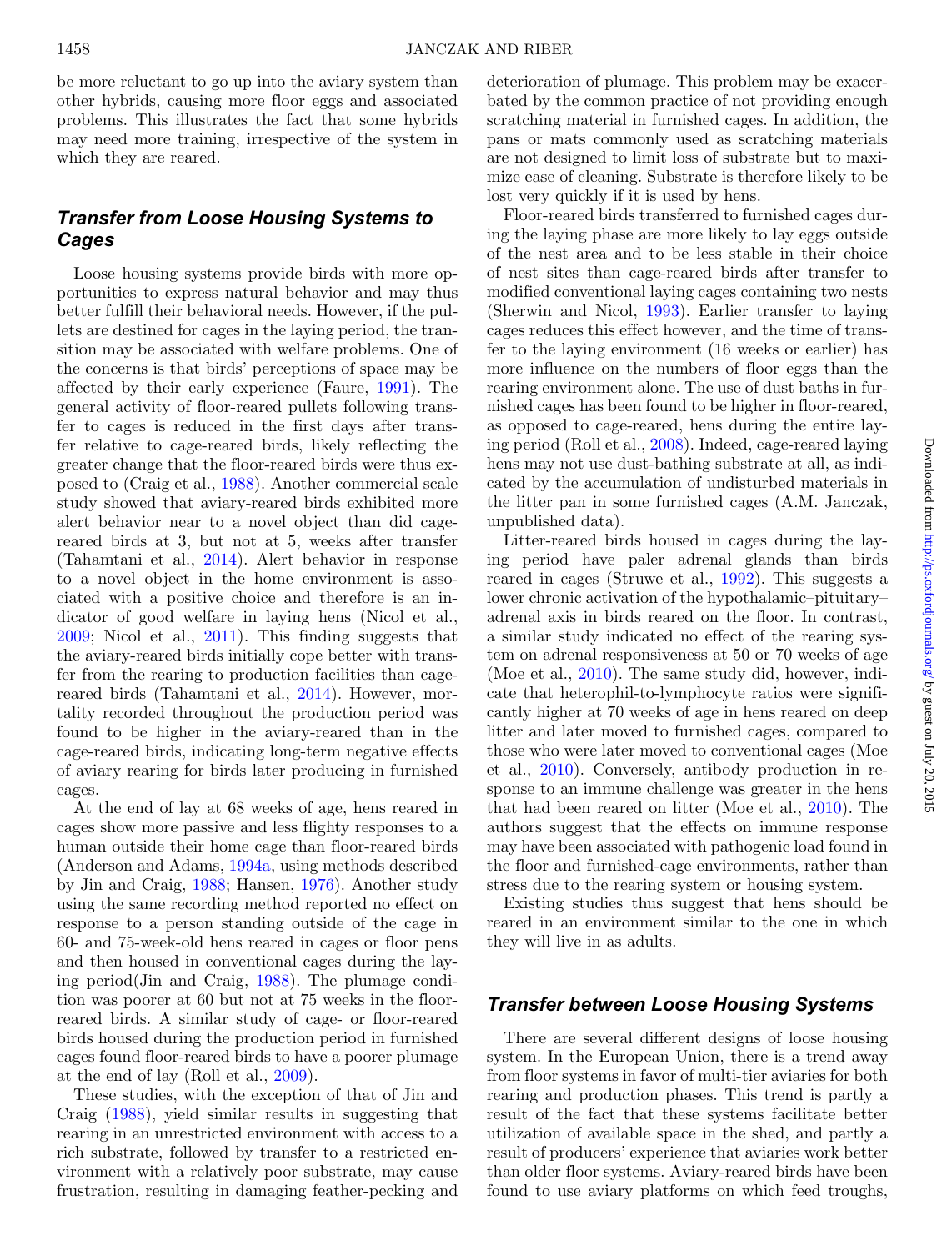be more reluctant to go up into the aviary system than other hybrids, causing more floor eggs and associated problems. This illustrates the fact that some hybrids may need more training, irrespective of the system in which they are reared.

## Transfer from Loose Housing Systems to Cages

Loose housing systems provide birds with more opportunities to express natural behavior and may thus better fulfill their behavioral needs. However, if the pullets are destined for cages in the laying period, the transition may be associated with welfare problems. One of the concerns is that birds' perceptions of space may be affected by their early experience (Faure, 1991). The general activity of floor-reared pullets following transfer to cages is reduced in the first days after transfer relative to cage-reared birds, likely reflecting the greater change that the floor-reared birds were thus exposed to (Craig et al., 1988). Another commercial scale study showed that aviary-reared birds exhibited more alert behavior near to a novel object than did cage-reared birds at 3, but not at 5, weeks after transfer (Tahamtani et al., 2014). Alert behavior in response to a novel object in the home environment is associated with a positive choice and therefore is an indicator of good welfare in laying hens (Nicol et al., 2009; Nicol et al., 2011). This finding suggests that the aviary-reared birds initially cope better with transfer from the rearing to production facilities than cage-reared birds (Tahamtani et al., 2014). However, mortality recorded throughout the production period was found to be higher in the aviary-reared than in the cage-reared birds, indicating long-term negative effects of aviary rearing for birds later producing in furnished cages.

At the end of lay at 68 weeks of age, hens reared in cages show more passive and less flighty responses to a human outside their home cage than floor-reared birds (Anderson and Adams, 1994a, using methods described by Jin and Craig, 1988; Hansen, 1976). Another study using the same recording method reported no effect on response to a person standing outside of the cage in 60- and 75-week-old hens reared in cages or floor pens and then housed in conventional cages during the laying period(Jin and Craig, 1988). The plumage condition was poorer at 60 but not at 75 weeks in the floor-reared birds. A similar study of cage- or floor-reared birds housed during the production period in furnished cages found floor-reared birds to have a poorer plumage at the end of lay (Roll et al., 2009).

These studies, with the exception of that of Jin and Craig (1988), yield similar results in suggesting that rearing in an unrestricted environment with access to a rich substrate, followed by transfer to a restricted environment with a relatively poor substrate, may cause frustration, resulting in damaging feather-pecking and deterioration of plumage. This problem may be exacerbated by the common practice of not providing enough scratching material in furnished cages. In addition, the pans or mats commonly used as scratching materials are not designed to limit loss of substrate but to maximize ease of cleaning. Substrate is therefore likely to be lost very quickly if it is used by hens.

Floor-reared birds transferred to furnished cages during the laying phase are more likely to lay eggs outside of the nest area and to be less stable in their choice of nest sites than cage-reared birds after transfer to modified conventional laying cages containing two nests (Sherwin and Nicol, 1993). Earlier transfer to laying cages reduces this effect however, and the time of transfer to the laying environment (16 weeks or earlier) has more influence on the numbers of floor eggs than the rearing environment alone. The use of dust baths in furnished cages has been found to be higher in floor-reared, as opposed to cage-reared, hens during the entire laying period (Roll et al., 2008). Indeed, cage-reared laying hens may not use dust-bathing substrate at all, as indicated by the accumulation of undisturbed materials in the litter pan in some furnished cages (A.M. Janczak, unpublished data).

Litter-reared birds housed in cages during the laying period have paler adrenal glands than birds reared in cages (Struwe et al., 1992). This suggests a lower chronic activation of the hypothalamic–pituitary–adrenal axis in birds reared on the floor. In contrast, a similar study indicated no effect of the rearing system on adrenal responsiveness at 50 or 70 weeks of age (Moe et al., 2010). The same study did, however, indicate that heterophil-to-lymphocyte ratios were significantly higher at 70 weeks of age in hens reared on deep litter and later moved to furnished cages, compared to those who were later moved to conventional cages (Moe et al., 2010). Conversely, antibody production in response to an immune challenge was greater in the hens that had been reared on litter (Moe et al., 2010). The authors suggest that the effects on immune response may have been associated with pathogenic load found in the floor and furnished-cage environments, rather than stress due to the rearing system or housing system.

Existing studies thus suggest that hens should be reared in an environment similar to the one in which they will live in as adults.

## Transfer between Loose Housing Systems

There are several different designs of loose housing system. In the European Union, there is a trend away from floor systems in favor of multi-tier aviaries for both rearing and production phases. This trend is partly a result of the fact that these systems facilitate better utilization of available space in the shed, and partly a result of producers' experience that aviaries work better than older floor systems. Aviary-reared birds have been found to use aviary platforms on which feed troughs,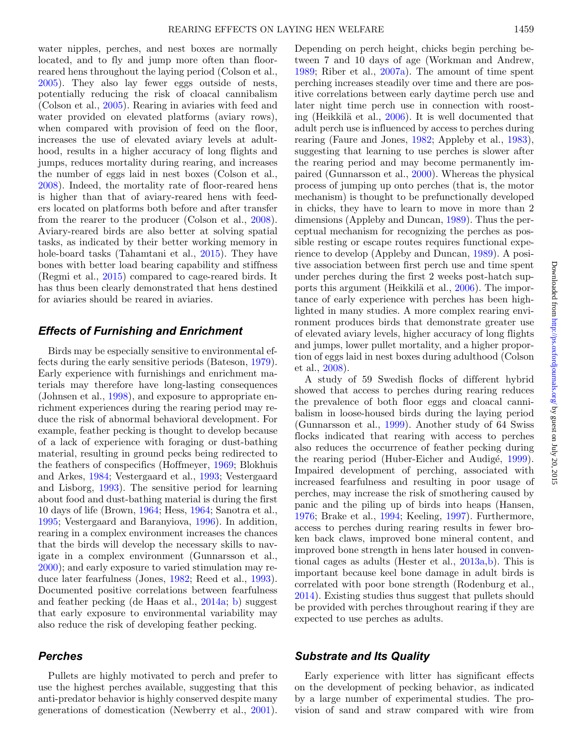water nipples, perches, and nest boxes are normally located, and to fly and jump more often than floor-reared hens throughout the laying period (Colson et al., 2005). They also lay fewer eggs outside of nests, potentially reducing the risk of cloacal cannibalism (Colson et al., 2005). Rearing in aviaries with feed and water provided on elevated platforms (aviary rows), when compared with provision of feed on the floor, increases the use of elevated aviary levels at adulthood, results in a higher accuracy of long flights and jumps, reduces mortality during rearing, and increases the number of eggs laid in nest boxes (Colson et al., 2008). Indeed, the mortality rate of floor-reared hens is higher than that of aviary-reared hens with feeders located on platforms both before and after transfer from the rearer to the producer (Colson et al., 2008). Aviary-reared birds are also better at solving spatial tasks, as indicated by their better working memory in hole-board tasks (Tahamtani et al., 2015). They have bones with better load bearing capability and stiffness (Regmi et al., 2015) compared to cage-reared birds. It has thus been clearly demonstrated that hens destined for aviaries should be reared in aviaries.

## Effects of Furnishing and Enrichment

Birds may be especially sensitive to environmental effects during the early sensitive periods (Bateson, 1979). Early experience with furnishings and enrichment materials may therefore have long-lasting consequences (Johnsen et al., 1998), and exposure to appropriate enrichment experiences during the rearing period may reduce the risk of abnormal behavioral development. For example, feather pecking is thought to develop because of a lack of experience with foraging or dust-bathing material, resulting in ground pecks being redirected to the feathers of conspecifics (Hoffmeyer, 1969; Blokhuis and Arkes, 1984; Vestergaard et al., 1993; Vestergaard and Lisborg, 1993). The sensitive period for learning about food and dust-bathing material is during the first 10 days of life (Brown, 1964; Hess, 1964; Sanotra et al., 1995; Vestergaard and Baranyiova, 1996). In addition, rearing in a complex environment increases the chances that the birds will develop the necessary skills to navigate in a complex environment (Gunnarsson et al., 2000); and early exposure to varied stimulation may reduce later fearfulness (Jones, 1982; Reed et al., 1993). Documented positive correlations between fearfulness and feather pecking (de Haas et al., 2014a; b) suggest that early exposure to environmental variability may also reduce the risk of developing feather pecking.

## Perches

Pullets are highly motivated to perch and prefer to use the highest perches available, suggesting that this anti-predator behavior is highly conserved despite many generations of domestication (Newberry et al., 2001). Depending on perch height, chicks begin perching between 7 and 10 days of age (Workman and Andrew, 1989; Riber et al., 2007a). The amount of time spent perching increases steadily over time and there are positive correlations between early daytime perch use and later night time perch use in connection with roosting (Heikkilä et al., 2006). It is well documented that adult perch use is influenced by access to perches during rearing (Faure and Jones, 1982; Appleby et al., 1983), suggesting that learning to use perches is slower after the rearing period and may become permanently impaired (Gunnarsson et al., 2000). Whereas the physical process of jumping up onto perches (that is, the motor mechanism) is thought to be prefunctionally developed in chicks, they have to learn to move in more than 2 dimensions (Appleby and Duncan, 1989). Thus the perceptual mechanism for recognizing the perches as possible resting or escape routes requires functional experience to develop (Appleby and Duncan, 1989). A positive association between first perch use and time spent under perches during the first 2 weeks post-hatch supports this argument (Heikkilä et al., 2006). The importance of early experience with perches has been highlighted in many studies. A more complex rearing environment produces birds that demonstrate greater use of elevated aviary levels, higher accuracy of long flights and jumps, lower pullet mortality, and a higher proportion of eggs laid in nest boxes during adulthood (Colson et al., 2008).

A study of 59 Swedish flocks of different hybrid showed that access to perches during rearing reduces the prevalence of both floor eggs and cloacal cannibalism in loose-housed birds during the laying period (Gunnarsson et al., 1999). Another study of 64 Swiss flocks indicated that rearing with access to perches also reduces the occurrence of feather pecking during the rearing period (Huber-Eicher and Audigé, 1999). Impaired development of perching, associated with increased fearfulness and resulting in poor usage of perches, may increase the risk of smothering caused by panic and the piling up of birds into heaps (Hansen, 1976; Brake et al., 1994; Keeling, 1997). Furthermore, access to perches during rearing results in fewer broken back claws, improved bone mineral content, and improved bone strength in hens later housed in conventional cages as adults (Hester et al., 2013a,b). This is important because keel bone damage in adult birds is correlated with poor bone strength (Rodenburg et al., 2014). Existing studies thus suggest that pullets should be provided with perches throughout rearing if they are expected to use perches as adults.

## Substrate and Its Quality

Early experience with litter has significant effects on the development of pecking behavior, as indicated by a large number of experimental studies. The provision of sand and straw compared with wire from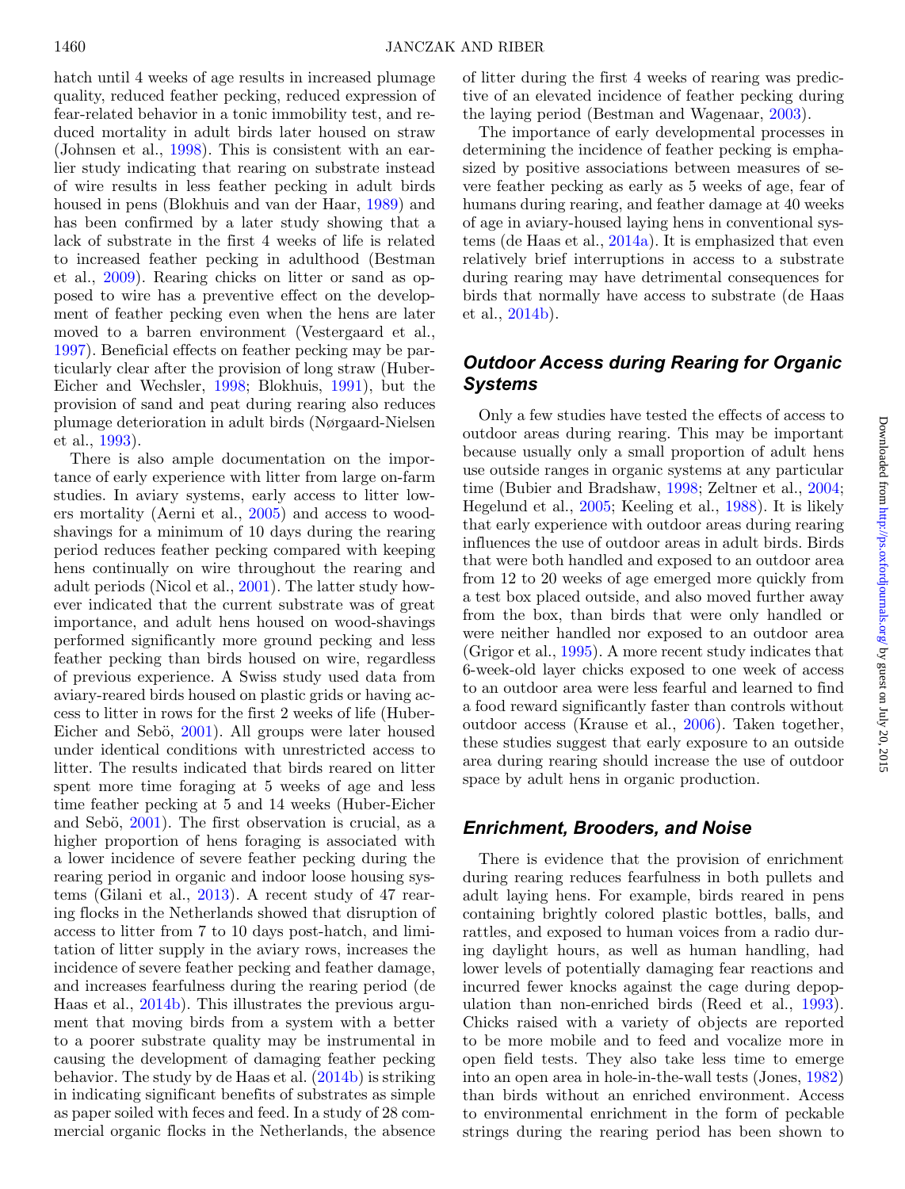hatch until 4 weeks of age results in increased plumage quality, reduced feather pecking, reduced expression of fear-related behavior in a tonic immobility test, and reduced mortality in adult birds later housed on straw (Johnsen et al., 1998). This is consistent with an earlier study indicating that rearing on substrate instead of wire results in less feather pecking in adult birds housed in pens (Blokhuis and van der Haar, 1989) and has been confirmed by a later study showing that a lack of substrate in the first 4 weeks of life is related to increased feather pecking in adulthood (Bestman et al., 2009). Rearing chicks on litter or sand as opposed to wire has a preventive effect on the development of feather pecking even when the hens are later moved to a barren environment (Vestergaard et al., 1997). Beneficial effects on feather pecking may be particularly clear after the provision of long straw (Huber-Eicher and Wechsler, 1998; Blokhuis, 1991), but the provision of sand and peat during rearing also reduces plumage deterioration in adult birds (Nørgaard-Nielsen et al., 1993).

There is also ample documentation on the importance of early experience with litter from large on-farm studies. In aviary systems, early access to litter lowers mortality (Aerni et al., 2005) and access to wood-shavings for a minimum of 10 days during the rearing period reduces feather pecking compared with keeping hens continually on wire throughout the rearing and adult periods (Nicol et al., 2001). The latter study however indicated that the current substrate was of great importance, and adult hens housed on wood-shavings performed significantly more ground pecking and less feather pecking than birds housed on wire, regardless of previous experience. A Swiss study used data from aviary-reared birds housed on plastic grids or having access to litter in rows for the first 2 weeks of life (Huber-Eicher and Sebö, 2001). All groups were later housed under identical conditions with unrestricted access to litter. The results indicated that birds reared on litter spent more time foraging at 5 weeks of age and less time feather pecking at 5 and 14 weeks (Huber-Eicher and Sebö, 2001). The first observation is crucial, as a higher proportion of hens foraging is associated with a lower incidence of severe feather pecking during the rearing period in organic and indoor loose housing systems (Gilani et al., 2013). A recent study of 47 rearing flocks in the Netherlands showed that disruption of access to litter from 7 to 10 days post-hatch, and limitation of litter supply in the aviary rows, increases the incidence of severe feather pecking and feather damage, and increases fearfulness during the rearing period (de Haas et al., 2014b). This illustrates the previous argument that moving birds from a system with a better to a poorer substrate quality may be instrumental in causing the development of damaging feather pecking behavior. The study by de Haas et al. (2014b) is striking in indicating significant benefits of substrates as simple as paper soiled with feces and feed. In a study of 28 commercial organic flocks in the Netherlands, the absence of litter during the first 4 weeks of rearing was predictive of an elevated incidence of feather pecking during the laying period (Bestman and Wagenaar, 2003).

The importance of early developmental processes in determining the incidence of feather pecking is emphasized by positive associations between measures of severe feather pecking as early as 5 weeks of age, fear of humans during rearing, and feather damage at 40 weeks of age in aviary-housed laying hens in conventional systems (de Haas et al., 2014a). It is emphasized that even relatively brief interruptions in access to a substrate during rearing may have detrimental consequences for birds that normally have access to substrate (de Haas et al., 2014b).

### *Outdoor Access during Rearing for Organic Systems*

Only a few studies have tested the effects of access to outdoor areas during rearing. This may be important because usually only a small proportion of adult hens use outside ranges in organic systems at any particular time (Bubier and Bradshaw, 1998; Zeltner et al., 2004; Hegelund et al., 2005; Keeling et al., 1988). It is likely that early experience with outdoor areas during rearing influences the use of outdoor areas in adult birds. Birds that were both handled and exposed to an outdoor area from 12 to 20 weeks of age emerged more quickly from a test box placed outside, and also moved further away from the box, than birds that were only handled or were neither handled nor exposed to an outdoor area (Grigor et al., 1995). A more recent study indicates that 6-week-old layer chicks exposed to one week of access to an outdoor area were less fearful and learned to find a food reward significantly faster than controls without outdoor access (Krause et al., 2006). Taken together, these studies suggest that early exposure to an outside area during rearing should increase the use of outdoor space by adult hens in organic production.

### *Enrichment, Brooders, and Noise*

There is evidence that the provision of enrichment during rearing reduces fearfulness in both pullets and adult laying hens. For example, birds reared in pens containing brightly colored plastic bottles, balls, and rattles, and exposed to human voices from a radio during daylight hours, as well as human handling, had lower levels of potentially damaging fear reactions and incurred fewer knocks against the cage during depopulation than non-enriched birds (Reed et al., 1993). Chicks raised with a variety of objects are reported to be more mobile and to feed and vocalize more in open field tests. They also take less time to emerge into an open area in hole-in-the-wall tests (Jones, 1982) than birds without an enriched environment. Access to environmental enrichment in the form of peckable strings during the rearing period has been shown to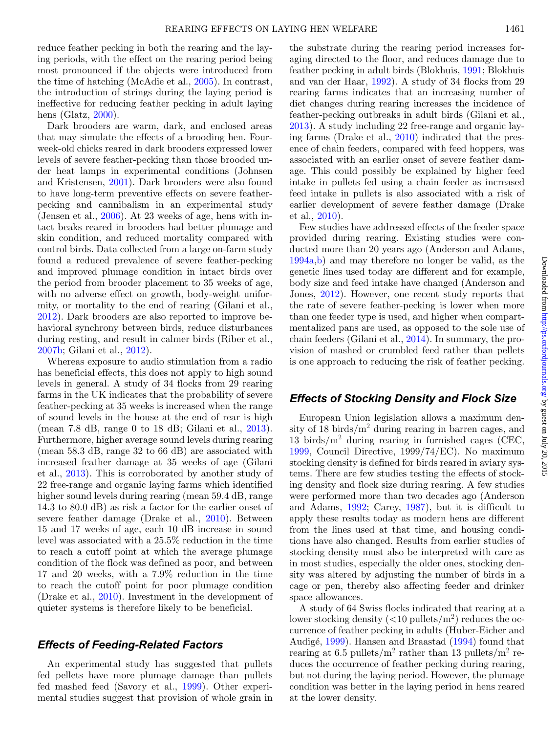reduce feather pecking in both the rearing and the laying periods, with the effect on the rearing period being most pronounced if the objects were introduced from the time of hatching (McAdie et al., 2005). In contrast, the introduction of strings during the laying period is ineffective for reducing feather pecking in adult laying hens (Glatz, 2000).

Dark brooders are warm, dark, and enclosed areas that may simulate the effects of a brooding hen. Four-week-old chicks reared in dark brooders expressed lower levels of severe feather-pecking than those brooded under heat lamps in experimental conditions (Johnsen and Kristensen, 2001). Dark brooders were also found to have long-term preventive effects on severe feather-pecking and cannibalism in an experimental study (Jensen et al., 2006). At 23 weeks of age, hens with intact beaks reared in brooders had better plumage and skin condition, and reduced mortality compared with control birds. Data collected from a large on-farm study found a reduced prevalence of severe feather-pecking and improved plumage condition in intact birds over the period from brooder placement to 35 weeks of age, with no adverse effect on growth, body-weight uniformity, or mortality to the end of rearing (Gilani et al., 2012). Dark brooders are also reported to improve behavioral synchrony between birds, reduce disturbances during resting, and result in calmer birds (Riber et al., 2007b; Gilani et al., 2012).

Whereas exposure to audio stimulation from a radio has beneficial effects, this does not apply to high sound levels in general. A study of 34 flocks from 29 rearing farms in the UK indicates that the probability of severe feather-pecking at 35 weeks is increased when the range of sound levels in the house at the end of rear is high (mean 7.8 dB, range 0 to 18 dB; Gilani et al., 2013). Furthermore, higher average sound levels during rearing (mean 58.3 dB, range 32 to 66 dB) are associated with increased feather damage at 35 weeks of age (Gilani et al., 2013). This is corroborated by another study of 22 free-range and organic laying farms which identified higher sound levels during rearing (mean 59.4 dB, range 14.3 to 80.0 dB) as risk a factor for the earlier onset of severe feather damage (Drake et al., 2010). Between 15 and 17 weeks of age, each 10 dB increase in sound level was associated with a 25.5% reduction in the time to reach a cutoff point at which the average plumage condition of the flock was defined as poor, and between 17 and 20 weeks, with a 7.9% reduction in the time to reach the cutoff point for poor plumage condition (Drake et al., 2010). Investment in the development of quieter systems is therefore likely to be beneficial.

## *Effects of Feeding-Related Factors*

An experimental study has suggested that pullets fed pellets have more plumage damage than pullets fed mashed feed (Savory et al., 1999). Other experimental studies suggest that provision of whole grain in the substrate during the rearing period increases foraging directed to the floor, and reduces damage due to feather pecking in adult birds (Blokhuis, 1991; Blokhuis and van der Haar, 1992). A study of 34 flocks from 29 rearing farms indicates that an increasing number of diet changes during rearing increases the incidence of feather-pecking outbreaks in adult birds (Gilani et al., 2013). A study including 22 free-range and organic laying farms (Drake et al., 2010) indicated that the presence of chain feeders, compared with feed hoppers, was associated with an earlier onset of severe feather damage. This could possibly be explained by higher feed intake in pullets fed using a chain feeder as increased feed intake in pullets is also associated with a risk of earlier development of severe feather damage (Drake et al., 2010).

Few studies have addressed effects of the feeder space provided during rearing. Existing studies were conducted more than 20 years ago (Anderson and Adams, 1994a,b) and may therefore no longer be valid, as the genetic lines used today are different and for example, body size and feed intake have changed (Anderson and Jones, 2012). However, one recent study reports that the rate of severe feather-pecking is lower when more than one feeder type is used, and higher when compartmentalized pans are used, as opposed to the sole use of chain feeders (Gilani et al., 2014). In summary, the provision of mashed or crumbled feed rather than pellets is one approach to reducing the risk of feather pecking.

## *Effects of Stocking Density and Flock Size*

European Union legislation allows a maximum density of 18 birds/m$^2$ during rearing in barren cages, and 13 birds/m$^2$ during rearing in furnished cages (CEC, 1999, Council Directive, 1999/74/EC). No maximum stocking density is defined for birds reared in aviary systems. There are few studies testing the effects of stocking density and flock size during rearing. A few studies were performed more than two decades ago (Anderson and Adams, 1992; Carey, 1987), but it is difficult to apply these results today as modern hens are different from the lines used at that time, and housing conditions have also changed. Results from earlier studies of stocking density must also be interpreted with care as in most studies, especially the older ones, stocking density was altered by adjusting the number of birds in a cage or pen, thereby also affecting feeder and drinker space allowances.

A study of 64 Swiss flocks indicated that rearing at a lower stocking density (<10 pullets/m$^2$) reduces the occurrence of feather pecking in adults (Huber-Eicher and Audigé, 1999). Hansen and Braastad (1994) found that rearing at 6.5 pullets/m$^2$ rather than 13 pullets/m$^2$ reduces the occurrence of feather pecking during rearing, but not during the laying period. However, the plumage condition was better in the laying period in hens reared at the lower density.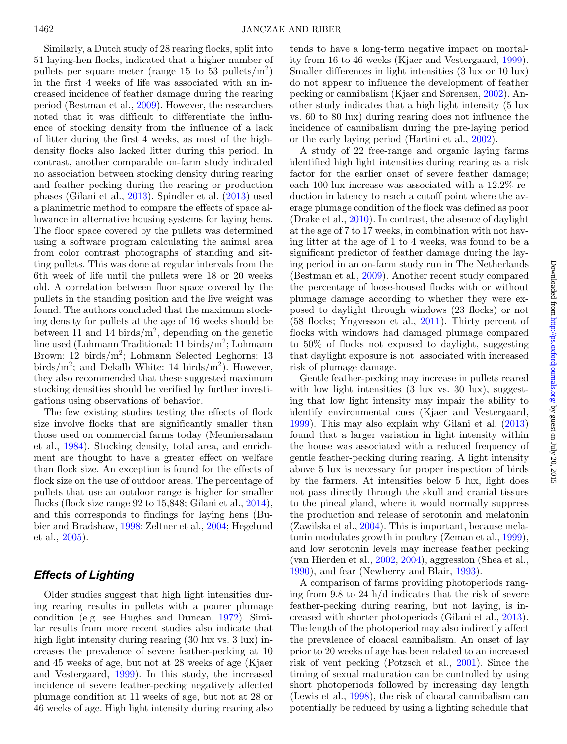Similarly, a Dutch study of 28 rearing flocks, split into 51 laying-hen flocks, indicated that a higher number of pullets per square meter (range 15 to 53 pullets/m$^2$) in the first 4 weeks of life was associated with an increased incidence of feather damage during the rearing period (Bestman et al., 2009). However, the researchers noted that it was difficult to differentiate the influence of stocking density from the influence of a lack of litter during the first 4 weeks, as most of the high-density flocks also lacked litter during this period. In contrast, another comparable on-farm study indicated no association between stocking density during rearing and feather pecking during the rearing or production phases (Gilani et al., 2013). Spindler et al. (2013) used a planimetric method to compare the effects of space allowance in alternative housing systems for laying hens. The floor space covered by the pullets was determined using a software program calculating the animal area from color contrast photographs of standing and sitting pullets. This was done at regular intervals from the 6th week of life until the pullets were 18 or 20 weeks old. A correlation between floor space covered by the pullets in the standing position and the live weight was found. The authors concluded that the maximum stocking density for pullets at the age of 16 weeks should be between 11 and 14 birds/m$^2$, depending on the genetic line used (Lohmann Traditional: 11 birds/m$^2$; Lohmann Brown: 12 birds/m$^2$; Lohmann Selected Leghorns: 13 birds/m$^2$; and Dekalb White: 14 birds/m$^2$). However, they also recommended that these suggested maximum stocking densities should be verified by further investigations using observations of behavior.

The few existing studies testing the effects of flock size involve flocks that are significantly smaller than those used on commercial farms today (Meuniersalaun et al., 1984). Stocking density, total area, and enrichment are thought to have a greater effect on welfare than flock size. An exception is found for the effects of flock size on the use of outdoor areas. The percentage of pullets that use an outdoor range is higher for smaller flocks (flock size range 92 to 15,848; Gilani et al., 2014), and this corresponds to findings for laying hens (Bubier and Bradshaw, 1998; Zeltner et al., 2004; Hegelund et al., 2005).

## *Effects of Lighting*

Older studies suggest that high light intensities during rearing results in pullets with a poorer plumage condition (e.g. see Hughes and Duncan, 1972). Similar results from more recent studies also indicate that high light intensity during rearing (30 lux vs. 3 lux) increases the prevalence of severe feather-pecking at 10 and 45 weeks of age, but not at 28 weeks of age (Kjaer and Vestergaard, 1999). In this study, the increased incidence of severe feather-pecking negatively affected plumage condition at 11 weeks of age, but not at 28 or 46 weeks of age. High light intensity during rearing also tends to have a long-term negative impact on mortality from 16 to 46 weeks (Kjaer and Vestergaard, 1999). Smaller differences in light intensities (3 lux or 10 lux) do not appear to influence the development of feather pecking or cannibalism (Kjaer and Sørensen, 2002). Another study indicates that a high light intensity (5 lux vs. 60 to 80 lux) during rearing does not influence the incidence of cannibalism during the pre-laying period or the early laying period (Hartini et al., 2002).

A study of 22 free-range and organic laying farms identified high light intensities during rearing as a risk factor for the earlier onset of severe feather damage; each 100-lux increase was associated with a 12.2% reduction in latency to reach a cutoff point where the average plumage condition of the flock was defined as poor (Drake et al., 2010). In contrast, the absence of daylight at the age of 7 to 17 weeks, in combination with not having litter at the age of 1 to 4 weeks, was found to be a significant predictor of feather damage during the laying period in an on-farm study run in The Netherlands (Bestman et al., 2009). Another recent study compared the percentage of loose-housed flocks with or without plumage damage according to whether they were exposed to daylight through windows (23 flocks) or not (58 flocks; Yngvesson et al., 2011). Thirty percent of flocks with windows had damaged plumage compared to 50% of flocks not exposed to daylight, suggesting that daylight exposure is not associated with increased risk of plumage damage.

Gentle feather-pecking may increase in pullets reared with low light intensities (3 lux vs. 30 lux), suggesting that low light intensity may impair the ability to identify environmental cues (Kjaer and Vestergaard, 1999). This may also explain why Gilani et al. (2013) found that a larger variation in light intensity within the house was associated with a reduced frequency of gentle feather-pecking during rearing. A light intensity above 5 lux is necessary for proper inspection of birds by the farmers. At intensities below 5 lux, light does not pass directly through the skull and cranial tissues to the pineal gland, where it would normally suppress the production and release of serotonin and melatonin (Zawilska et al., 2004). This is important, because melatonin modulates growth in poultry (Zeman et al., 1999), and low serotonin levels may increase feather pecking (van Hierden et al., 2002, 2004), aggression (Shea et al., 1990), and fear (Newberry and Blair, 1993).

A comparison of farms providing photoperiods ranging from 9.8 to 24 h/d indicates that the risk of severe feather-pecking during rearing, but not laying, is increased with shorter photoperiods (Gilani et al., 2013). The length of the photoperiod may also indirectly affect the prevalence of cloacal cannibalism. An onset of lay prior to 20 weeks of age has been related to an increased risk of vent pecking (Potzsch et al., 2001). Since the timing of sexual maturation can be controlled by using short photoperiods followed by increasing day length (Lewis et al., 1998), the risk of cloacal cannibalism can potentially be reduced by using a lighting schedule that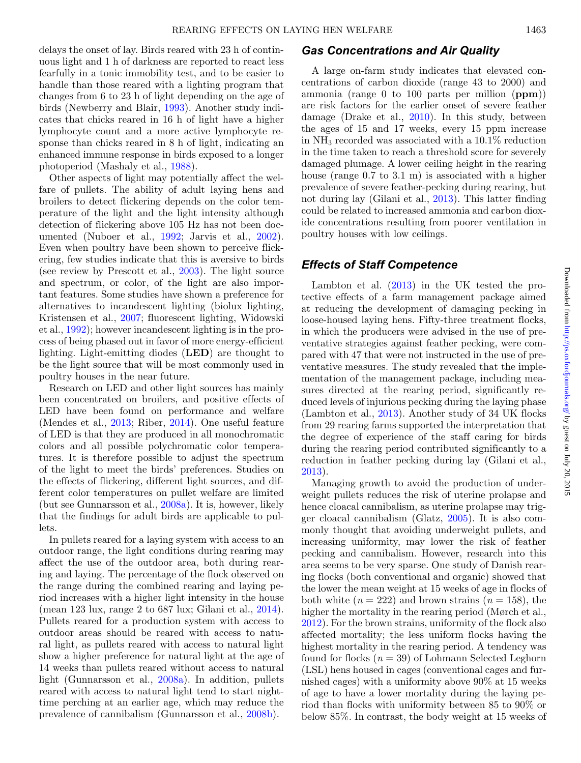delays the onset of lay. Birds reared with 23 h of continuous light and 1 h of darkness are reported to react less fearfully in a tonic immobility test, and to be easier to handle than those reared with a lighting program that changes from 6 to 23 h of light depending on the age of birds (Newberry and Blair, 1993). Another study indicates that chicks reared in 16 h of light have a higher lymphocyte count and a more active lymphocyte response than chicks reared in 8 h of light, indicating an enhanced immune response in birds exposed to a longer photoperiod (Mashaly et al., 1988).

Other aspects of light may potentially affect the welfare of pullets. The ability of adult laying hens and broilers to detect flickering depends on the color temperature of the light and the light intensity although detection of flickering above 105 Hz has not been documented (Nuboer et al., 1992; Jarvis et al., 2002). Even when poultry have been shown to perceive flickering, few studies indicate that this is aversive to birds (see review by Prescott et al., 2003). The light source and spectrum, or color, of the light are also important features. Some studies have shown a preference for alternatives to incandescent lighting (biolux lighting, Kristensen et al., 2007; fluorescent lighting, Widowski et al., 1992); however incandescent lighting is in the process of being phased out in favor of more energy-efficient lighting. Light-emitting diodes (**LED**) are thought to be the light source that will be most commonly used in poultry houses in the near future.

Research on LED and other light sources has mainly been concentrated on broilers, and positive effects of LED have been found on performance and welfare (Mendes et al., 2013; Riber, 2014). One useful feature of LED is that they are produced in all monochromatic colors and all possible polychromatic color temperatures. It is therefore possible to adjust the spectrum of the light to meet the birds' preferences. Studies on the effects of flickering, different light sources, and different color temperatures on pullet welfare are limited (but see Gunnarsson et al., 2008a). It is, however, likely that the findings for adult birds are applicable to pullets.

In pullets reared for a laying system with access to an outdoor range, the light conditions during rearing may affect the use of the outdoor area, both during rearing and laying. The percentage of the flock observed on the range during the combined rearing and laying period increases with a higher light intensity in the house (mean 123 lux, range 2 to 687 lux; Gilani et al., 2014). Pullets reared for a production system with access to outdoor areas should be reared with access to natural light, as pullets reared with access to natural light show a higher preference for natural light at the age of 14 weeks than pullets reared without access to natural light (Gunnarsson et al., 2008a). In addition, pullets reared with access to natural light tend to start night-time perching at an earlier age, which may reduce the prevalence of cannibalism (Gunnarsson et al., 2008b).

### *Gas Concentrations and Air Quality*

A large on-farm study indicates that elevated concentrations of carbon dioxide (range 43 to 2000) and ammonia (range 0 to 100 parts per million (**ppm**)) are risk factors for the earlier onset of severe feather damage (Drake et al., 2010). In this study, between the ages of 15 and 17 weeks, every 15 ppm increase in $NH_3$ recorded was associated with a 10.1% reduction in the time taken to reach a threshold score for severely damaged plumage. A lower ceiling height in the rearing house (range 0.7 to 3.1 m) is associated with a higher prevalence of severe feather-pecking during rearing, but not during lay (Gilani et al., 2013). This latter finding could be related to increased ammonia and carbon dioxide concentrations resulting from poorer ventilation in poultry houses with low ceilings.

### *Effects of Staff Competence*

Lambton et al. (2013) in the UK tested the protective effects of a farm management package aimed at reducing the development of damaging pecking in loose-housed laying hens. Fifty-three treatment flocks, in which the producers were advised in the use of preventative strategies against feather pecking, were compared with 47 that were not instructed in the use of preventative measures. The study revealed that the implementation of the management package, including measures directed at the rearing period, significantly reduced levels of injurious pecking during the laying phase (Lambton et al., 2013). Another study of 34 UK flocks from 29 rearing farms supported the interpretation that the degree of experience of the staff caring for birds during the rearing period contributed significantly to a reduction in feather pecking during lay (Gilani et al., 2013).

Managing growth to avoid the production of underweight pullets reduces the risk of uterine prolapse and hence cloacal cannibalism, as uterine prolapse may trigger cloacal cannibalism (Glatz, 2005). It is also commonly thought that avoiding underweight pullets, and increasing uniformity, may lower the risk of feather pecking and cannibalism. However, research into this area seems to be very sparse. One study of Danish rearing flocks (both conventional and organic) showed that the lower the mean weight at 15 weeks of age in flocks of both white ($n = 222$) and brown strains ($n = 158$), the higher the mortality in the rearing period (Mørch et al., 2012). For the brown strains, uniformity of the flock also affected mortality; the less uniform flocks having the highest mortality in the rearing period. A tendency was found for flocks ($n = 39$) of Lohmann Selected Leghorn (LSL) hens housed in cages (conventional cages and furnished cages) with a uniformity above 90% at 15 weeks of age to have a lower mortality during the laying period than flocks with uniformity between 85 to 90% or below 85%. In contrast, the body weight at 15 weeks of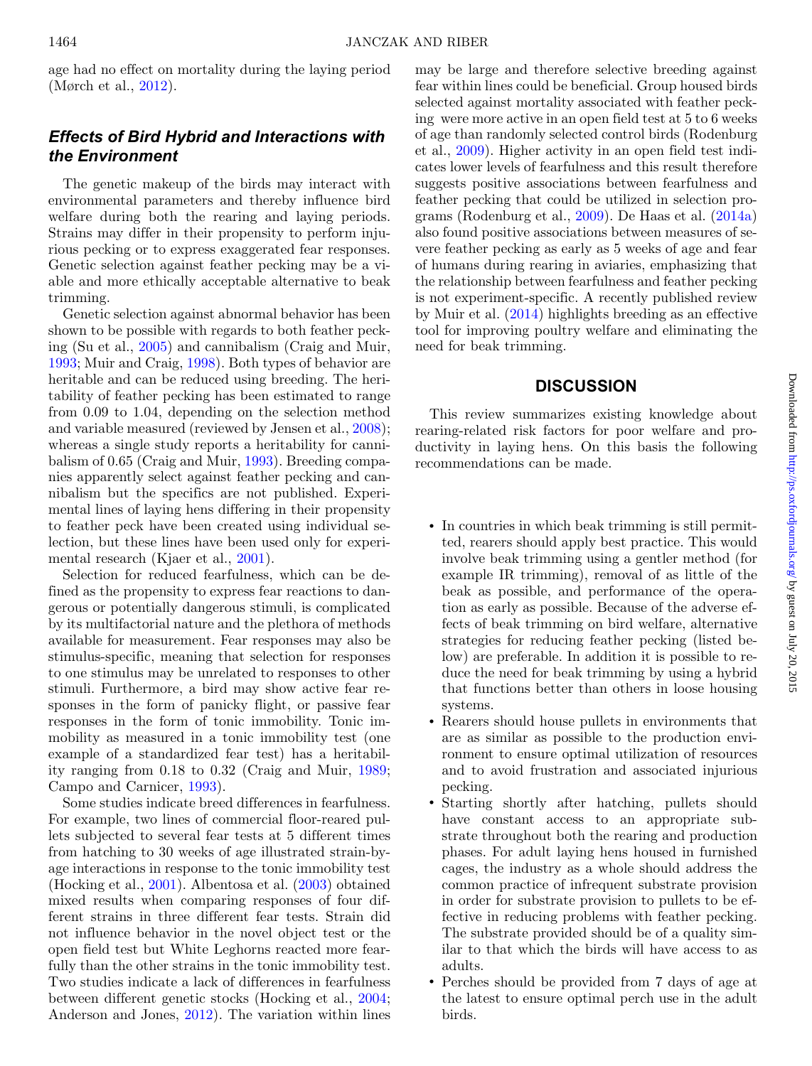age had no effect on mortality during the laying period (Mørch et al., 2012).

### Effects of Bird Hybrid and Interactions with the Environment

The genetic makeup of the birds may interact with environmental parameters and thereby influence bird welfare during both the rearing and laying periods. Strains may differ in their propensity to perform injurious pecking or to express exaggerated fear responses. Genetic selection against feather pecking may be a viable and more ethically acceptable alternative to beak trimming.

Genetic selection against abnormal behavior has been shown to be possible with regards to both feather pecking (Su et al., 2005) and cannibalism (Craig and Muir, 1993; Muir and Craig, 1998). Both types of behavior are heritable and can be reduced using breeding. The heritability of feather pecking has been estimated to range from 0.09 to 1.04, depending on the selection method and variable measured (reviewed by Jensen et al., 2008); whereas a single study reports a heritability for cannibalism of 0.65 (Craig and Muir, 1993). Breeding companies apparently select against feather pecking and cannibalism but the specifics are not published. Experimental lines of laying hens differing in their propensity to feather peck have been created using individual selection, but these lines have been used only for experimental research (Kjaer et al., 2001).

Selection for reduced fearfulness, which can be defined as the propensity to express fear reactions to dangerous or potentially dangerous stimuli, is complicated by its multifactorial nature and the plethora of methods available for measurement. Fear responses may also be stimulus-specific, meaning that selection for responses to one stimulus may be unrelated to responses to other stimuli. Furthermore, a bird may show active fear responses in the form of panicky flight, or passive fear responses in the form of tonic immobility. Tonic immobility as measured in a tonic immobility test (one example of a standardized fear test) has a heritability ranging from 0.18 to 0.32 (Craig and Muir, 1989; Campo and Carnicer, 1993).

Some studies indicate breed differences in fearfulness. For example, two lines of commercial floor-reared pullets subjected to several fear tests at 5 different times from hatching to 30 weeks of age illustrated strain-by-age interactions in response to the tonic immobility test (Hocking et al., 2001). Albentosa et al. (2003) obtained mixed results when comparing responses of four different strains in three different fear tests. Strain did not influence behavior in the novel object test or the open field test but White Leghorns reacted more fearfully than the other strains in the tonic immobility test. Two studies indicate a lack of differences in fearfulness between different genetic stocks (Hocking et al., 2004; Anderson and Jones, 2012). The variation within lines may be large and therefore selective breeding against fear within lines could be beneficial. Group housed birds selected against mortality associated with feather pecking were more active in an open field test at 5 to 6 weeks of age than randomly selected control birds (Rodenburg et al., 2009). Higher activity in an open field test indicates lower levels of fearfulness and this result therefore suggests positive associations between fearfulness and feather pecking that could be utilized in selection programs (Rodenburg et al., 2009). De Haas et al. (2014a) also found positive associations between measures of severe feather pecking as early as 5 weeks of age and fear of humans during rearing in aviaries, emphasizing that the relationship between fearfulness and feather pecking is not experiment-specific. A recently published review by Muir et al. (2014) highlights breeding as an effective tool for improving poultry welfare and eliminating the need for beak trimming.

## DISCUSSION

This review summarizes existing knowledge about rearing-related risk factors for poor welfare and productivity in laying hens. On this basis the following recommendations can be made.

- In countries in which beak trimming is still permitted, rearers should apply best practice. This would involve beak trimming using a gentler method (for example IR trimming), removal of as little of the beak as possible, and performance of the operation as early as possible. Because of the adverse effects of beak trimming on bird welfare, alternative strategies for reducing feather pecking (listed below) are preferable. In addition it is possible to reduce the need for beak trimming by using a hybrid that functions better than others in loose housing systems.
- Rearers should house pullets in environments that are as similar as possible to the production environment to ensure optimal utilization of resources and to avoid frustration and associated injurious pecking.
- Starting shortly after hatching, pullets should have constant access to an appropriate substrate throughout both the rearing and production phases. For adult laying hens housed in furnished cages, the industry as a whole should address the common practice of infrequent substrate provision in order for substrate provision to pullets to be effective in reducing problems with feather pecking. The substrate provided should be of a quality similar to that which the birds will have access to as adults.
- Perches should be provided from 7 days of age at the latest to ensure optimal perch use in the adult birds.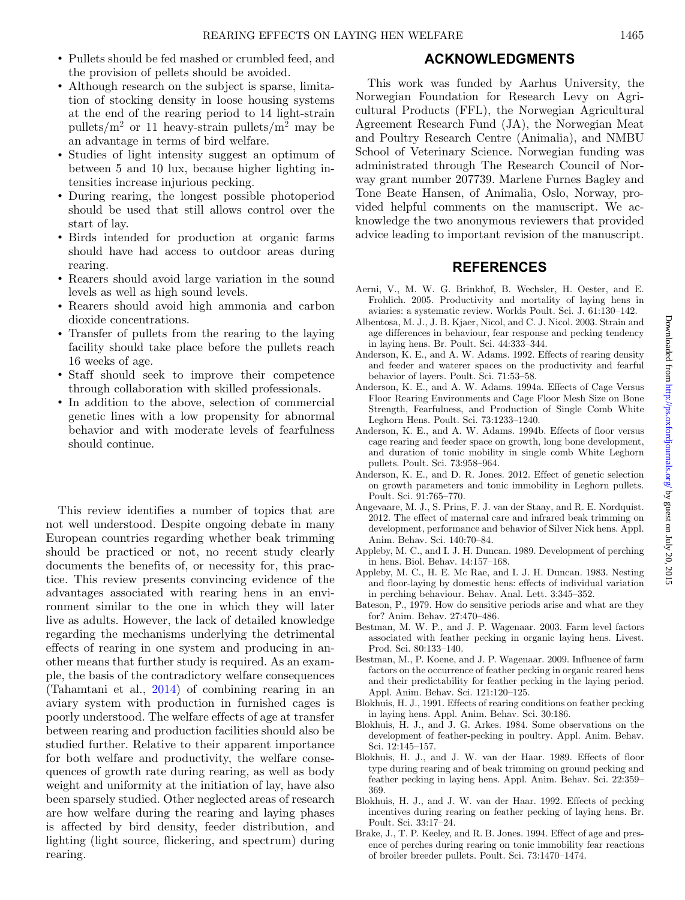- Pullets should be fed mashed or crumbled feed, and the provision of pellets should be avoided.
- Although research on the subject is sparse, limitation of stocking density in loose housing systems at the end of the rearing period to 14 light-strain pullets/m$^2$ or 11 heavy-strain pullets/m$^2$ may be an advantage in terms of bird welfare.
- Studies of light intensity suggest an optimum of between 5 and 10 lux, because higher lighting intensities increase injurious pecking.
- During rearing, the longest possible photoperiod should be used that still allows control over the start of lay.
- Birds intended for production at organic farms should have had access to outdoor areas during rearing.
- Rearers should avoid large variation in the sound levels as well as high sound levels.
- Rearers should avoid high ammonia and carbon dioxide concentrations.
- Transfer of pullets from the rearing to the laying facility should take place before the pullets reach 16 weeks of age.
- Staff should seek to improve their competence through collaboration with skilled professionals.
- In addition to the above, selection of commercial genetic lines with a low propensity for abnormal behavior and with moderate levels of fearfulness should continue.

This review identifies a number of topics that are not well understood. Despite ongoing debate in many European countries regarding whether beak trimming should be practiced or not, no recent study clearly documents the benefits of, or necessity for, this practice. This review presents convincing evidence of the advantages associated with rearing hens in an environment similar to the one in which they will later live as adults. However, the lack of detailed knowledge regarding the mechanisms underlying the detrimental effects of rearing in one system and producing in another means that further study is required. As an example, the basis of the contradictory welfare consequences (Tahamtani et al., 2014) of combining rearing in an aviary system with production in furnished cages is poorly understood. The welfare effects of age at transfer between rearing and production facilities should also be studied further. Relative to their apparent importance for both welfare and productivity, the welfare consequences of growth rate during rearing, as well as body weight and uniformity at the initiation of lay, have also been sparsely studied. Other neglected areas of research are how welfare during the rearing and laying phases is affected by bird density, feeder distribution, and lighting (light source, flickering, and spectrum) during rearing.

## ACKNOWLEDGMENTS

This work was funded by Aarhus University, the Norwegian Foundation for Research Levy on Agricultural Products (FFL), the Norwegian Agricultural Agreement Research Fund (JA), the Norwegian Meat and Poultry Research Centre (Animalia), and NMBU School of Veterinary Science. Norwegian funding was administrated through The Research Council of Norway grant number 207739. Marlene Furnes Bagley and Tone Beate Hansen, of Animalia, Oslo, Norway, provided helpful comments on the manuscript. We acknowledge the two anonymous reviewers that provided advice leading to important revision of the manuscript.

## REFERENCES

Aerni, V., M. W. G. Brinkhof, B. Wechsler, H. Oester, and E. Frohlich. 2005. Productivity and mortality of laying hens in aviaries: a systematic review. Worlds Poult. Sci. J. 61:130–142.

Albentosa, M. J., J. B. Kjaer, Nicol, and C. J. Nicol. 2003. Strain and age differences in behaviour, fear response and pecking tendency in laying hens. Br. Poult. Sci. 44:333–344.

Anderson, K. E., and A. W. Adams. 1992. Effects of rearing density and feeder and waterer spaces on the productivity and fearful behavior of layers. Poult. Sci. 71:53–58.

Anderson, K. E., and A. W. Adams. 1994a. Effects of Cage Versus Floor Rearing Environments and Cage Floor Mesh Size on Bone Strength, Fearfulness, and Production of Single Comb White Leghorn Hens. Poult. Sci. 73:1233–1240.

Anderson, K. E., and A. W. Adams. 1994b. Effects of floor versus cage rearing and feeder space on growth, long bone development, and duration of tonic mobility in single comb White Leghorn pullets. Poult. Sci. 73:958–964.

Anderson, K. E., and D. R. Jones. 2012. Effect of genetic selection on growth parameters and tonic immobility in Leghorn pullets. Poult. Sci. 91:765–770.

Angevaare, M. J., S. Prins, F. J. van der Staay, and R. E. Nordquist. 2012. The effect of maternal care and infrared beak trimming on development, performance and behavior of Silver Nick hens. Appl. Anim. Behav. Sci. 140:70–84.

Appleby, M. C., and I. J. H. Duncan. 1989. Development of perching in hens. Biol. Behav. 14:157–168.

Appleby, M. C., H. E. Mc Rae, and I. J. H. Duncan. 1983. Nesting and floor-laying by domestic hens: effects of individual variation in perching behaviour. Behav. Anal. Lett. 3:345–352.

Bateson, P., 1979. How do sensitive periods arise and what are they for? Anim. Behav. 27:470–486.

Bestman, M. W. P., and J. P. Wagenaar. 2003. Farm level factors associated with feather pecking in organic laying hens. Livest. Prod. Sci. 80:133–140.

Bestman, M., P. Koene, and J. P. Wagenaar. 2009. Influence of farm factors on the occurrence of feather pecking in organic reared hens and their predictability for feather pecking in the laying period. Appl. Anim. Behav. Sci. 121:120–125.

Blokhuis, H. J., 1991. Effects of rearing conditions on feather pecking in laying hens. Appl. Anim. Behav. Sci. 30:186.

Blokhuis, H. J., and J. G. Arkes. 1984. Some observations on the development of feather-pecking in poultry. Appl. Anim. Behav. Sci. 12:145–157.

Blokhuis, H. J., and J. W. van der Haar. 1989. Effects of floor type during rearing and of beak trimming on ground pecking and feather pecking in laying hens. Appl. Anim. Behav. Sci. 22:359–369.

Blokhuis, H. J., and J. W. van der Haar. 1992. Effects of pecking incentives during rearing on feather pecking of laying hens. Br. Poult. Sci. 33:17–24.

Brake, J., T. P. Keeley, and R. B. Jones. 1994. Effect of age and presence of perches during rearing on tonic immobility fear reactions of broiler breeder pullets. Poult. Sci. 73:1470–1474.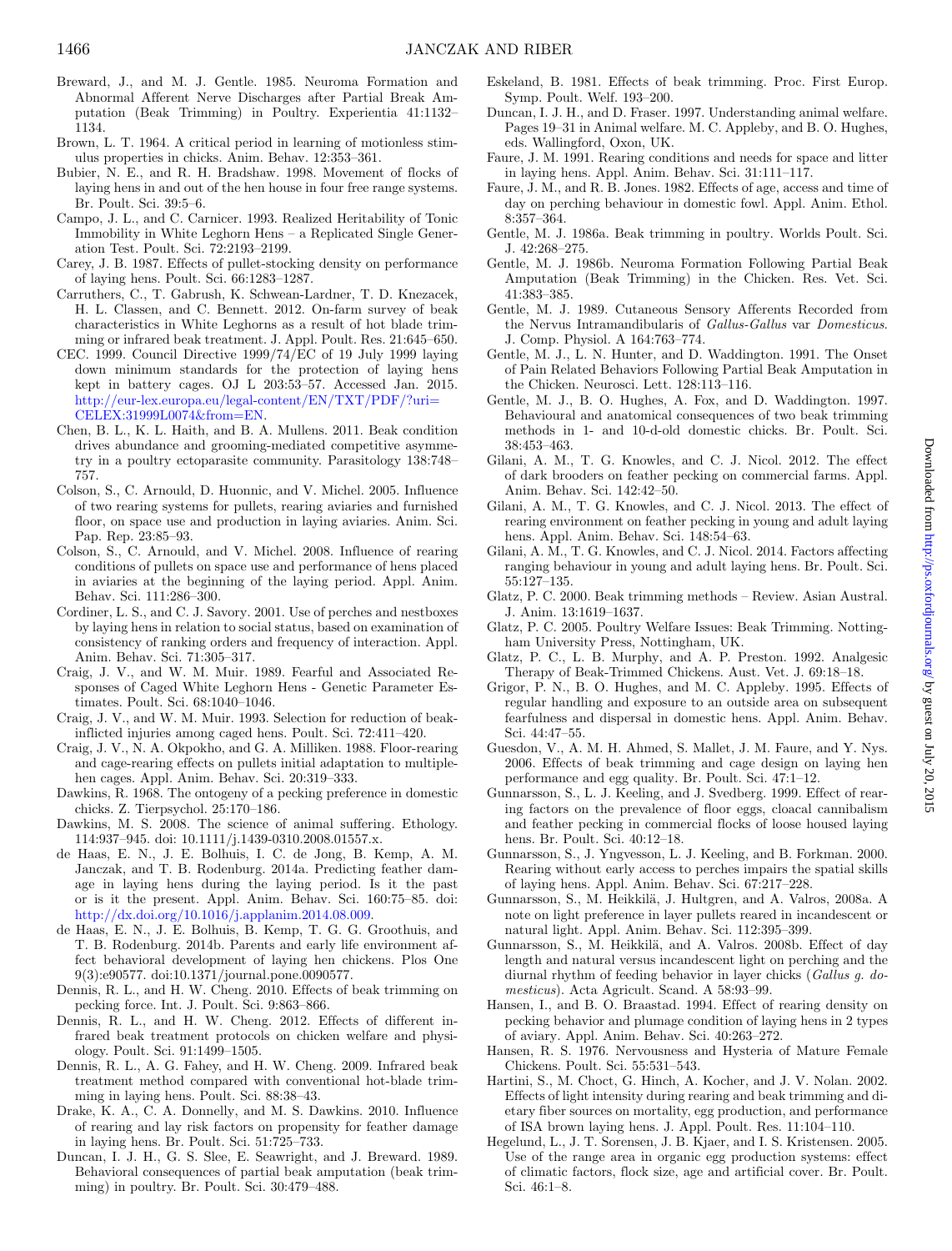Breward, J., and M. J. Gentle. 1985. Neuroma Formation and Abnormal Afferent Nerve Discharges after Partial Break Amputation (Beak Trimming) in Poultry. Experientia 41:1132–1134.

Brown, L. T. 1964. A critical period in learning of motionless stimulus properties in chicks. Anim. Behav. 12:353–361.

Bubier, N. E., and R. H. Bradshaw. 1998. Movement of flocks of laying hens in and out of the hen house in four free range systems. Br. Poult. Sci. 39:5–6.

Campo, J. L., and C. Carnicer. 1993. Realized Heritability of Tonic Immobility in White Leghorn Hens – a Replicated Single Generation Test. Poult. Sci. 72:2193–2199.

Carey, J. B. 1987. Effects of pullet-stocking density on performance of laying hens. Poult. Sci. 66:1283–1287.

Carruthers, C., T. Gabrush, K. Schwean-Lardner, T. D. Knezacek, H. L. Classen, and C. Bennett. 2012. On-farm survey of beak characteristics in White Leghorns as a result of hot blade trimming or infrared beak treatment. J. Appl. Poult. Res. 21:645–650.

CEC. 1999. Council Directive 1999/74/EC of 19 July 1999 laying down minimum standards for the protection of laying hens kept in battery cages. OJ L 203:53–57. Accessed Jan. 2015. http://eur-lex.europa.eu/legal-content/EN/TXT/PDF/?uri=CELEX:31999L0074&from=EN.

Chen, B. L., K. L. Haith, and B. A. Mullens. 2011. Beak condition drives abundance and grooming-mediated competitive asymmetry in a poultry ectoparasite community. Parasitology 138:748–757.

Colson, S., C. Arnould, D. Huonnic, and V. Michel. 2005. Influence of two rearing systems for pullets, rearing aviaries and furnished floor, on space use and production in laying aviaries. Anim. Sci. Pap. Rep. 23:85–93.

Colson, S., C. Arnould, and V. Michel. 2008. Influence of rearing conditions of pullets on space use and performance of hens placed in aviaries at the beginning of the laying period. Appl. Anim. Behav. Sci. 111:286–300.

Cordiner, L. S., and C. J. Savory. 2001. Use of perches and nestboxes by laying hens in relation to social status, based on examination of consistency of ranking orders and frequency of interaction. Appl. Anim. Behav. Sci. 71:305–317.

Craig, J. V., and W. M. Muir. 1989. Fearful and Associated Responses of Caged White Leghorn Hens - Genetic Parameter Estimates. Poult. Sci. 68:1040–1046.

Craig, J. V., and W. M. Muir. 1993. Selection for reduction of beak-inflicted injuries among caged hens. Poult. Sci. 72:411–420.

Craig, J. V., N. A. Okpokho, and G. A. Milliken. 1988. Floor-rearing and cage-rearing effects on pullets initial adaptation to multiple-hen cages. Appl. Anim. Behav. Sci. 20:319–333.

Dawkins, R. 1968. The ontogeny of a pecking preference in domestic chicks. Z. Tierpsychol. 25:170–186.

Dawkins, M. S. 2008. The science of animal suffering. Ethology. 114:937–945. doi: 10.1111/j.1439-0310.2008.01557.x.

de Haas, E. N., J. E. Bolhuis, I. C. de Jong, B. Kemp, A. M. Janczak, and T. B. Rodenburg. 2014a. Predicting feather damage in laying hens during the laying period. Is it the past or is it the present. Appl. Anim. Behav. Sci. 160:75–85. doi: http://dx.doi.org/10.1016/j.applanim.2014.08.009.

de Haas, E. N., J. E. Bolhuis, B. Kemp, T. G. G. Groothuis, and T. B. Rodenburg. 2014b. Parents and early life environment affect behavioral development of laying hen chickens. Plos One 9(3):e90577. doi:10.1371/journal.pone.0090577.

Dennis, R. L., and H. W. Cheng. 2010. Effects of beak trimming on pecking force. Int. J. Poult. Sci. 9:863–866.

Dennis, R. L., and H. W. Cheng. 2012. Effects of different infrared beak treatment protocols on chicken welfare and physiology. Poult. Sci. 91:1499–1505.

Dennis, R. L., A. G. Fahey, and H. W. Cheng. 2009. Infrared beak treatment method compared with conventional hot-blade trimming in laying hens. Poult. Sci. 88:38–43.

Drake, K. A., C. A. Donnelly, and M. S. Dawkins. 2010. Influence of rearing and lay risk factors on propensity for feather damage in laying hens. Br. Poult. Sci. 51:725–733.

Duncan, I. J. H., G. S. Slee, E. Seawright, and J. Breward. 1989. Behavioral consequences of partial beak amputation (beak trimming) in poultry. Br. Poult. Sci. 30:479–488.

Eskeland, B. 1981. Effects of beak trimming. Proc. First Europ. Symp. Poult. Welf. 193–200.

Duncan, I. J. H., and D. Fraser. 1997. Understanding animal welfare. Pages 19–31 in Animal welfare. M. C. Appleby, and B. O. Hughes, eds. Wallingford, Oxon, UK.

Faure, J. M. 1991. Rearing conditions and needs for space and litter in laying hens. Appl. Anim. Behav. Sci. 31:111–117.

Faure, J. M., and R. B. Jones. 1982. Effects of age, access and time of day on perching behaviour in domestic fowl. Appl. Anim. Ethol. 8:357–364.

Gentle, M. J. 1986a. Beak trimming in poultry. Worlds Poult. Sci. J. 42:268–275.

Gentle, M. J. 1986b. Neuroma Formation Following Partial Beak Amputation (Beak Trimming) in the Chicken. Res. Vet. Sci. 41:383–385.

Gentle, M. J. 1989. Cutaneous Sensory Afferents Recorded from the Nervus Intramandibularis of *Gallus-Gallus* var *Domesticus*. J. Comp. Physiol. A 164:763–774.

Gentle, M. J., L. N. Hunter, and D. Waddington. 1991. The Onset of Pain Related Behaviors Following Partial Beak Amputation in the Chicken. Neurosci. Lett. 128:113–116.

Gentle, M. J., B. O. Hughes, A. Fox, and D. Waddington. 1997. Behavioural and anatomical consequences of two beak trimming methods in 1- and 10-d-old domestic chicks. Br. Poult. Sci. 38:453–463.

Gilani, A. M., T. G. Knowles, and C. J. Nicol. 2012. The effect of dark brooders on feather pecking on commercial farms. Appl. Anim. Behav. Sci. 142:42–50.

Gilani, A. M., T. G. Knowles, and C. J. Nicol. 2013. The effect of rearing environment on feather pecking in young and adult laying hens. Appl. Anim. Behav. Sci. 148:54–63.

Gilani, A. M., T. G. Knowles, and C. J. Nicol. 2014. Factors affecting ranging behaviour in young and adult laying hens. Br. Poult. Sci. 55:127–135.

Glatz, P. C. 2000. Beak trimming methods – Review. Asian Austral. J. Anim. 13:1619–1637.

Glatz, P. C. 2005. Poultry Welfare Issues: Beak Trimming. Nottingham University Press, Nottingham, UK.

Glatz, P. C., L. B. Murphy, and A. P. Preston. 1992. Analgesic Therapy of Beak-Trimmed Chickens. Aust. Vet. J. 69:18–18.

Grigor, P. N., B. O. Hughes, and M. C. Appleby. 1995. Effects of regular handling and exposure to an outside area on subsequent fearfulness and dispersal in domestic hens. Appl. Anim. Behav. Sci. 44:47–55.

Guesdon, V., A. M. H. Ahmed, S. Mallet, J. M. Faure, and Y. Nys. 2006. Effects of beak trimming and cage design on laying hen performance and egg quality. Br. Poult. Sci. 47:1–12.

Gunnarsson, S., L. J. Keeling, and J. Svedberg. 1999. Effect of rearing factors on the prevalence of floor eggs, cloacal cannibalism and feather pecking in commercial flocks of loose housed laying hens. Br. Poult. Sci. 40:12–18.

Gunnarsson, S., J. Yngvesson, L. J. Keeling, and B. Forkman. 2000. Rearing without early access to perches impairs the spatial skills of laying hens. Appl. Anim. Behav. Sci. 67:217–228.

Gunnarsson, S., M. Heikkilä, J. Hultgren, and A. Valros, 2008a. A note on light preference in layer pullets reared in incandescent or natural light. Appl. Anim. Behav. Sci. 112:395–399.

Gunnarsson, S., M. Heikkilä, and A. Valros. 2008b. Effect of day length and natural versus incandescent light on perching and the diurnal rhythm of feeding behavior in layer chicks (*Gallus g. domesticus*). Acta Agricult. Scand. A 58:93–99.

Hansen, I., and B. O. Braastad. 1994. Effect of rearing density on pecking behavior and plumage condition of laying hens in 2 types of aviary. Appl. Anim. Behav. Sci. 40:263–272.

Hansen, R. S. 1976. Nervousness and Hysteria of Mature Female Chickens. Poult. Sci. 55:531–543.

Hartini, S., M. Choct, G. Hinch, A. Kocher, and J. V. Nolan. 2002. Effects of light intensity during rearing and beak trimming and dietary fiber sources on mortality, egg production, and performance of ISA brown laying hens. J. Appl. Poult. Res. 11:104–110.

Hegelund, L., J. T. Sorensen, J. B. Kjaer, and I. S. Kristensen. 2005. Use of the range area in organic egg production systems: effect of climatic factors, flock size, age and artificial cover. Br. Poult. Sci. 46:1–8.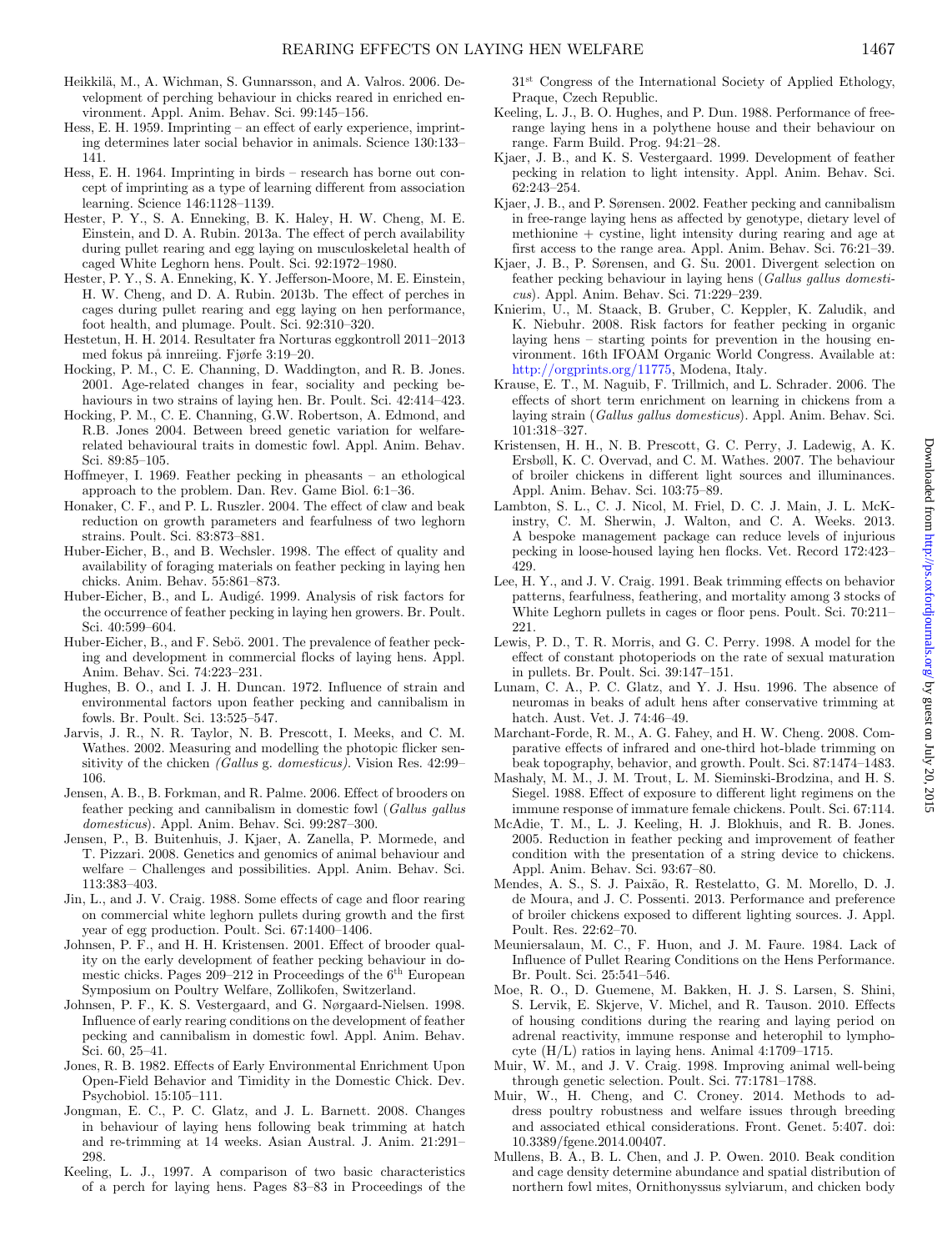Heikkilä, M., A. Wichman, S. Gunnarsson, and A. Valros. 2006. Development of perching behaviour in chicks reared in enriched environment. Appl. Anim. Behav. Sci. 99:145–156.

Hess, E. H. 1959. Imprinting – an effect of early experience, imprinting determines later social behavior in animals. Science 130:133–141.

Hess, E. H. 1964. Imprinting in birds – research has borne out concept of imprinting as a type of learning different from association learning. Science 146:1128–1139.

Hester, P. Y., S. A. Enneking, B. K. Haley, H. W. Cheng, M. E. Einstein, and D. A. Rubin. 2013a. The effect of perch availability during pullet rearing and egg laying on musculoskeletal health of caged White Leghorn hens. Poult. Sci. 92:1972–1980.

Hester, P. Y., S. A. Enneking, K. Y. Jefferson-Moore, M. E. Einstein, H. W. Cheng, and D. A. Rubin. 2013b. The effect of perches in cages during pullet rearing and egg laying on hen performance, foot health, and plumage. Poult. Sci. 92:310–320.

Hestetun, H. H. 2014. Resultater fra Nortura eggkontroll 2011–2013 med fokus på innreiing. Fjørfe 3:19–20.

Hocking, P. M., C. E. Channing, D. Waddington, and R. B. Jones. 2001. Age-related changes in fear, sociality and pecking behaviours in two strains of laying hen. Br. Poult. Sci. 42:414–423.

Hocking, P. M., C. E. Channing, G.W. Robertson, A. Edmond, and R.B. Jones 2004. Between breed genetic variation for welfare-related behavioural traits in domestic fowl. Appl. Anim. Behav. Sci. 89:85–105.

Hoffmeyer, I. 1969. Feather pecking in pheasants – an ethological approach to the problem. Dan. Rev. Game Biol. 6:1–36.

Honaker, C. F., and P. L. Ruszler. 2004. The effect of claw and beak reduction on growth parameters and fearfulness of two leghorn strains. Poult. Sci. 83:873–881.

Huber-Eicher, B., and B. Wechsler. 1998. The effect of quality and availability of foraging materials on feather pecking in laying hen chicks. Anim. Behav. 55:861–873.

Huber-Eicher, B., and L. Audigé. 1999. Analysis of risk factors for the occurrence of feather pecking in laying hen growers. Br. Poult. Sci. 40:599–604.

Huber-Eicher, B., and F. Sebö. 2001. The prevalence of feather pecking and development in commercial flocks of laying hens. Appl. Anim. Behav. Sci. 74:223–231.

Hughes, B. O., and I. J. H. Duncan. 1972. Influence of strain and environmental factors upon feather pecking and cannibalism in fowls. Br. Poult. Sci. 13:525–547.

Jarvis, J. R., N. R. Taylor, N. B. Prescott, I. Meeks, and C. M. Wathes. 2002. Measuring and modelling the photopic flicker sensitivity of the chicken *(Gallus* g. *domesticus)*. Vision Res. 42:99–106.

Jensen, A. B., B. Forkman, and R. Palme. 2006. Effect of brooders on feather pecking and cannibalism in domestic fowl (*Gallus gallus domesticus*). Appl. Anim. Behav. Sci. 99:287–300.

Jensen, P., B. Buitenhuis, J. Kjaer, A. Zanella, P. Mormede, and T. Pizzari. 2008. Genetics and genomics of animal behaviour and welfare – Challenges and possibilities. Appl. Anim. Behav. Sci. 113:383–403.

Jin, L., and J. V. Craig. 1988. Some effects of cage and floor rearing on commercial white leghorn pullets during growth and the first year of egg production. Poult. Sci. 67:1400–1406.

Johnsen, P. F., and H. H. Kristensen. 2001. Effect of brooder quality on the early development of feather pecking behaviour in domestic chicks. Pages 209–212 in Proceedings of the 6th European Symposium on Poultry Welfare, Zollikofen, Switzerland.

Johnsen, P. F., K. S. Vestergaard, and G. Nørgaard-Nielsen. 1998. Influence of early rearing conditions on the development of feather pecking and cannibalism in domestic fowl. Appl. Anim. Behav. Sci. 60, 25–41.

Jones, R. B. 1982. Effects of Early Environmental Enrichment Upon Open-Field Behavior and Timidity in the Domestic Chick. Dev. Psychobiol. 15:105–111.

Jongman, E. C., P. C. Glatz, and J. L. Barnett. 2008. Changes in behaviour of laying hens following beak trimming at hatch and re-trimming at 14 weeks. Asian Austral. J. Anim. 21:291–298.

Keeling, L. J., 1997. A comparison of two basic characteristics of a perch for laying hens. Pages 83–83 in Proceedings of the 31st Congress of the International Society of Applied Ethology, Praque, Czech Republic.

Keeling, L. J., B. O. Hughes, and P. Dun. 1988. Performance of free-range laying hens in a polythene house and their behaviour on range. Farm Build. Prog. 94:21–28.

Kjaer, J. B., and K. S. Vestergaard. 1999. Development of feather pecking in relation to light intensity. Appl. Anim. Behav. Sci. 62:243–254.

Kjaer, J. B., and P. Sørensen. 2002. Feather pecking and cannibalism in free-range laying hens as affected by genotype, dietary level of methionine + cystine, light intensity during rearing and age at first access to the range area. Appl. Anim. Behav. Sci. 76:21–39.

Kjaer, J. B., P. Sørensen, and G. Su. 2001. Divergent selection on feather pecking behaviour in laying hens (*Gallus gallus domesticus*). Appl. Anim. Behav. Sci. 71:229–239.

Knierim, U., M. Staack, B. Gruber, C. Keppler, K. Zaludik, and K. Niebuhr. 2008. Risk factors for feather pecking in organic laying hens – starting points for prevention in the housing environment. 16th IFOAM Organic World Congress. Available at: http://orgprints.org/11775, Modena, Italy.

Krause, E. T., M. Naguib, F. Trillmich, and L. Schrader. 2006. The effects of short term enrichment on learning in chickens from a laying strain (*Gallus gallus domesticus*). Appl. Anim. Behav. Sci. 101:318–327.

Kristensen, H. H., N. B. Prescott, G. C. Perry, J. Ladewig, A. K. Ersbøll, K. C. Overvad, and C. M. Wathes. 2007. The behaviour of broiler chickens in different light sources and illuminances. Appl. Anim. Behav. Sci. 103:75–89.

Lambton, S. L., C. J. Nicol, M. Friel, D. C. J. Main, J. L. McKinstry, C. M. Sherwin, J. Walton, and C. A. Weeks. 2013. A bespoke management package can reduce levels of injurious pecking in loose-housed laying hen flocks. Vet. Record 172:423–429.

Lee, H. Y., and J. V. Craig. 1991. Beak trimming effects on behavior patterns, fearfulness, feathering, and mortality among 3 stocks of White Leghorn pullets in cages or floor pens. Poult. Sci. 70:211–221.

Lewis, P. D., T. R. Morris, and G. C. Perry. 1998. A model for the effect of constant photoperiods on the rate of sexual maturation in pullets. Br. Poult. Sci. 39:147–151.

Lunam, C. A., P. C. Glatz, and Y. J. Hsu. 1996. The absence of neuromas in beaks of adult hens after conservative trimming at hatch. Aust. Vet. J. 74:46–49.

Marchant-Forde, R. M., A. G. Fahey, and H. W. Cheng. 2008. Comparative effects of infrared and one-third hot-blade trimming on beak topography, behavior, and growth. Poult. Sci. 87:1474–1483.

Mashaly, M. M., J. M. Trout, L. M. Sieminski-Brodzina, and H. S. Siegel. 1988. Effect of exposure to different light regimens on the immune response of immature female chickens. Poult. Sci. 67:114.

McAdie, T. M., L. J. Keeling, H. J. Blokhuis, and R. B. Jones. 2005. Reduction in feather pecking and improvement of feather condition with the presentation of a string device to chickens. Appl. Anim. Behav. Sci. 93:67–80.

Mendes, A. S., S. J. Paixão, R. Restelatto, G. M. Morello, D. J. de Moura, and J. C. Possenti. 2013. Performance and preference of broiler chickens exposed to different lighting sources. J. Appl. Poult. Res. 22:62–70.

Meuniersalaun, M. C., F. Huon, and J. M. Faure. 1984. Lack of Influence of Pullet Rearing Conditions on the Hens Performance. Br. Poult. Sci. 25:541–546.

Moe, R. O., D. Guemene, M. Bakken, H. J. S. Larsen, S. Shini, S. Lervik, E. Skjerve, V. Michel, and R. Tauson. 2010. Effects of housing conditions during the rearing and laying period on adrenal reactivity, immune response and heterophil to lymphocyte (H/L) ratios in laying hens. Animal 4:1709–1715.

Muir, W. M., and J. V. Craig. 1998. Improving animal well-being through genetic selection. Poult. Sci. 77:1781–1788.

Muir, W., H. Cheng, and C. Croney. 2014. Methods to address poultry robustness and welfare issues through breeding and associated ethical considerations. Front. Genet. 5:407. doi: 10.3389/fgene.2014.00407.

Mullens, B. A., B. L. Chen, and J. P. Owen. 2010. Beak condition and cage density determine abundance and spatial distribution of northern fowl mites, Ornithonyssus sylviarum, and chicken body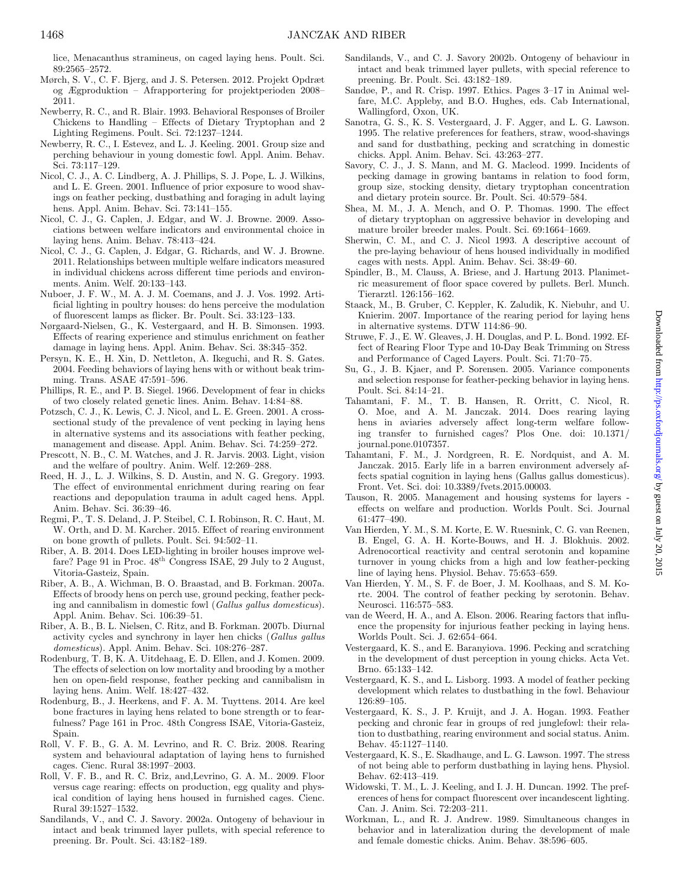lice, Menacanthus stramineus, on caged laying hens. Poult. Sci. 89:2565–2572.

Mørch, S. V., C. F. Bjerg, and J. S. Petersen. 2012. Projekt Opdræt og Ægproduktion – Afrapportering for projektperioden 2008–2011.

Newberry, R. C., and R. Blair. 1993. Behavioral Responses of Broiler Chickens to Handling – Effects of Dietary Tryptophan and 2 Lighting Regimens. Poult. Sci. 72:1237–1244.

Newberry, R. C., I. Estevez, and L. J. Keeling. 2001. Group size and perching behaviour in young domestic fowl. Appl. Anim. Behav. Sci. 73:117–129.

Nicol, C. J., A. C. Lindberg, A. J. Phillips, S. J. Pope, L. J. Wilkins, and L. E. Green. 2001. Influence of prior exposure to wood shavings on feather pecking, dustbathing and foraging in adult laying hens. Appl. Anim. Behav. Sci. 73:141–155.

Nicol, C. J., G. Caplen, J. Edgar, and W. J. Browne. 2009. Associations between welfare indicators and environmental choice in laying hens. Anim. Behav. 78:413–424.

Nicol, C. J., G. Caplen, J. Edgar, G. Richards, and W. J. Browne. 2011. Relationships between multiple welfare indicators measured in individual chickens across different time periods and environments. Anim. Welf. 20:133–143.

Nuboer, J. F. W., M. A. J. M. Coemans, and J. J. Vos. 1992. Artificial lighting in poultry houses: do hens perceive the modulation of fluorescent lamps as flicker. Br. Poult. Sci. 33:123–133.

Nørgaard-Nielsen, G., K. Vestergaard, and H. B. Simonsen. 1993. Effects of rearing experience and stimulus enrichment on feather damage in laying hens. Appl. Anim. Behav. Sci. 38:345–352.

Persyn, K. E., H. Xin, D. Nettleton, A. Ikeguchi, and R. S. Gates. 2004. Feeding behaviors of laying hens with or without beak trimming. Trans. ASAE 47:591–596.

Phillips, R. E., and P. B. Siegel. 1966. Development of fear in chicks of two closely related genetic lines. Anim. Behav. 14:84–88.

Potzsch, C. J., K. Lewis, C. J. Nicol, and L. E. Green. 2001. A cross-sectional study of the prevalence of vent pecking in laying hens in alternative systems and its associations with feather pecking, management and disease. Appl. Anim. Behav. Sci. 74:259–272.

Prescott, N. B., C. M. Watches, and J. R. Jarvis. 2003. Light, vision and the welfare of poultry. Anim. Welf. 12:269–288.

Reed, H. J., L. J. Wilkins, S. D. Austin, and N. G. Gregory. 1993. The effect of environmental enrichment during rearing on fear reactions and depopulation trauma in adult caged hens. Appl. Anim. Behav. Sci. 36:39–46.

Regmi, P., T. S. Deland, J. P. Steibel, C. I. Robinson, R. C. Haut, M. W. Orth, and D. M. Karcher. 2015. Effect of rearing environment on bone growth of pullets. Poult. Sci. 94:502–11.

Riber, A. B. 2014. Does LED-lighting in broiler houses improve welfare? Page 91 in Proc. 48th Congress ISAE, 29 July to 2 August, Vitoria-Gasteiz, Spain.

Riber, A. B., A. Wichman, B. O. Braastad, and B. Forkman. 2007a. Effects of broody hens on perch use, ground pecking, feather pecking and cannibalism in domestic fowl (*Gallus gallus domesticus*). Appl. Anim. Behav. Sci. 106:39–51.

Riber, A. B., B. L. Nielsen, C. Ritz, and B. Forkman. 2007b. Diurnal activity cycles and synchrony in layer hen chicks (*Gallus gallus domesticus*). Appl. Anim. Behav. Sci. 108:276–287.

Rodenburg, T. B, K. A. Uitdehaag, E. D. Ellen, and J. Komen. 2009. The effects of selection on low mortality and brooding by a mother hen on open-field response, feather pecking and cannibalism in laying hens. Anim. Welf. 18:427–432.

Rodenburg, B., J. Heerkens, and F. A. M. Tuyttens. 2014. Are keel bone fractures in laying hens related to bone strength or to fearfulness? Page 161 in Proc. 48th Congress ISAE, Vitoria-Gasteiz, Spain.

Roll, V. F. B., G. A. M. Levrino, and R. C. Briz. 2008. Rearing system and behavioural adaptation of laying hens to furnished cages. Cienc. Rural 38:1997–2003.

Roll, V. F. B., and R. C. Briz, and,Levrino, G. A. M.. 2009. Floor versus cage rearing: effects on production, egg quality and physical condition of laying hens housed in furnished cages. Cienc. Rural 39:1527–1532.

Sandilands, V., and C. J. Savory. 2002a. Ontogeny of behaviour in intact and beak trimmed layer pullets, with special reference to preening. Br. Poult. Sci. 43:182–189.

Sandilands, V., and C. J. Savory 2002b. Ontogeny of behaviour in intact and beak trimmed layer pullets, with special reference to preening. Br. Poult. Sci. 43:182–189.

Sandøe, P., and R. Crisp. 1997. Ethics. Pages 3–17 in Animal welfare, M.C. Appleby, and B.O. Hughes, eds. Cab International, Wallingford, Oxon, UK.

Sanotra, G. S., K. S. Vestergaard, J. F. Agger, and L. G. Lawson. 1995. The relative preferences for feathers, straw, wood-shavings and sand for dustbathing, pecking and scratching in domestic chicks. Appl. Anim. Behav. Sci. 43:263–277.

Savory, C. J., J. S. Mann, and M. G. Macleod. 1999. Incidents of pecking damage in growing bantams in relation to food form, group size, stocking density, dietary tryptophan concentration and dietary protein source. Br. Poult. Sci. 40:579–584.

Shea, M. M., J. A. Mench, and O. P. Thomas. 1990. The effect of dietary tryptophan on aggressive behavior in developing and mature broiler breeder males. Poult. Sci. 69:1664–1669.

Sherwin, C. M., and C. J. Nicol 1993. A descriptive account of the pre-laying behaviour of hens housed individually in modified cages with nests. Appl. Anim. Behav. Sci. 38:49–60.

Spindler, B., M. Clauss, A. Briese, and J. Hartung 2013. Planimetric measurement of floor space covered by pullets. Berl. Munch. Tierarztl. 126:156–162.

Staack, M., B. Gruber, C. Keppler, K. Zaludik, K. Niebuhr, and U. Knierim. 2007. Importance of the rearing period for laying hens in alternative systems. DTW 114:86–90.

Struwe, F. J., E. W. Gleaves, J. H. Douglas, and P. L. Bond. 1992. Effect of Rearing Floor Type and 10-Day Beak Trimming on Stress and Performance of Caged Layers. Poult. Sci. 71:70–75.

Su, G., J. B. Kjaer, and P. Sorensen. 2005. Variance components and selection response for feather-pecking behavior in laying hens. Poult. Sci. 84:14–21.

Tahamtani, F. M., T. B. Hansen, R. Orritt, C. Nicol, R. O. Moe, and A. M. Janczak. 2014. Does rearing laying hens in aviaries adversely affect long-term welfare following transfer to furnished cages? Plos One. doi: 10.1371/journal.pone.0107357.

Tahamtani, F. M., J. Nordgreen, R. E. Nordquist, and A. M. Janczak. 2015. Early life in a barren environment adversely affects spatial cognition in laying hens (Gallus gallus domesticus). Front. Vet. Sci. doi: 10.3389/fvets.2015.00003.

Tauson, R. 2005. Management and housing systems for layers - effects on welfare and production. Worlds Poult. Sci. Journal 61:477–490.

Van Hierden, Y. M., S. M. Korte, E. W. Ruesnink, C. G. van Reenen, B. Engel, G. A. H. Korte-Bouws, and H. J. Blokhuis. 2002. Adrenocortical reactivity and central serotonin and kopamine turnover in young chicks from a high and low feather-pecking line of laying hens. Physiol. Behav. 75:653–659.

Van Hierden, Y. M., S. F. de Boer, J. M. Koolhaas, and S. M. Korte. 2004. The control of feather pecking by serotonin. Behav. Neurosci. 116:575–583.

van de Weerd, H. A., and A. Elson. 2006. Rearing factors that influence the propensity for injurious feather pecking in laying hens. Worlds Poult. Sci. J. 62:654–664.

Vestergaard, K. S., and E. Baranyiova. 1996. Pecking and scratching in the development of dust perception in young chicks. Acta Vet. Brno. 65:133–142.

Vestergaard, K. S., and L. Lisborg. 1993. A model of feather pecking development which relates to dustbathing in the fowl. Behaviour 126:89–105.

Vestergaard, K. S., J. P. Kruijt, and J. A. Hogan. 1993. Feather pecking and chronic fear in groups of red junglefowl: their relation to dustbathing, rearing environment and social status. Anim. Behav. 45:1127–1140.

Vestergaard, K. S., E. Skadhauge, and L. G. Lawson. 1997. The stress of not being able to perform dustbathing in laying hens. Physiol. Behav. 62:413–419.

Widowski, T. M., L. J. Keeling, and I. J. H. Duncan. 1992. The preferences of hens for compact fluorescent over incandescent lighting. Can. J. Anim. Sci. 72:203–211.

Workman, L., and R. J. Andrew. 1989. Simultaneous changes in behavior and in lateralization during the development of male and female domestic chicks. Anim. Behav. 38:596–605.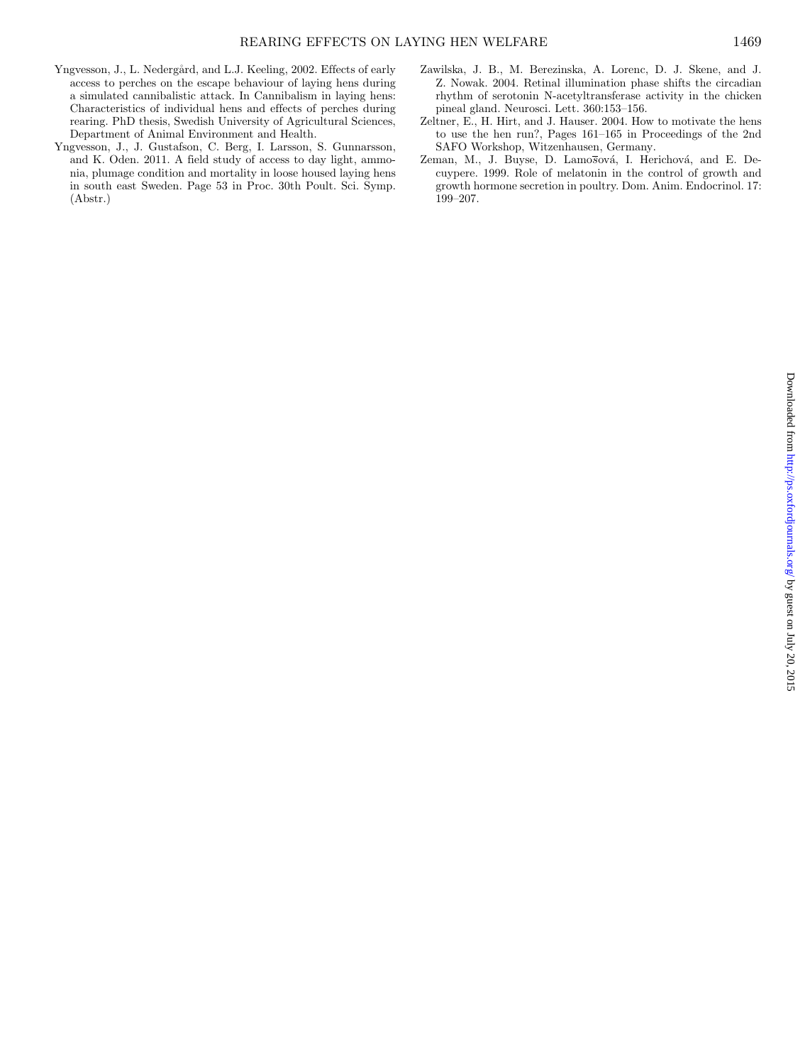Yngvesson, J., L. Nedergård, and L.J. Keeling, 2002. Effects of early access to perches on the escape behaviour of laying hens during a simulated cannibalistic attack. In Cannibalism in laying hens: Characteristics of individual hens and effects of perches during rearing. PhD thesis, Swedish University of Agricultural Sciences, Department of Animal Environment and Health.

Yngvesson, J., J. Gustafson, C. Berg, I. Larsson, S. Gunnarsson, and K. Oden. 2011. A field study of access to day light, ammonia, plumage condition and mortality in loose housed laying hens in south east Sweden. Page 53 in Proc. 30th Poult. Sci. Symp. (Abstr.)

Zawilska, J. B., M. Berezinska, A. Lorenc, D. J. Skene, and J. Z. Nowak. 2004. Retinal illumination phase shifts the circadian rhythm of serotonin N-acetyltransferase activity in the chicken pineal gland. Neurosci. Lett. 360:153–156.

Zeltner, E., H. Hirt, and J. Hauser. 2004. How to motivate the hens to use the hen run?, Pages 161–165 in Proceedings of the 2nd SAFO Workshop, Witzenhausen, Germany.

Zeman, M., J. Buyse, D. Lamošová, I. Herichová, and E. Decuypere. 1999. Role of melatonin in the control of growth and growth hormone secretion in poultry. Dom. Anim. Endocrinol. 17: 199–207.